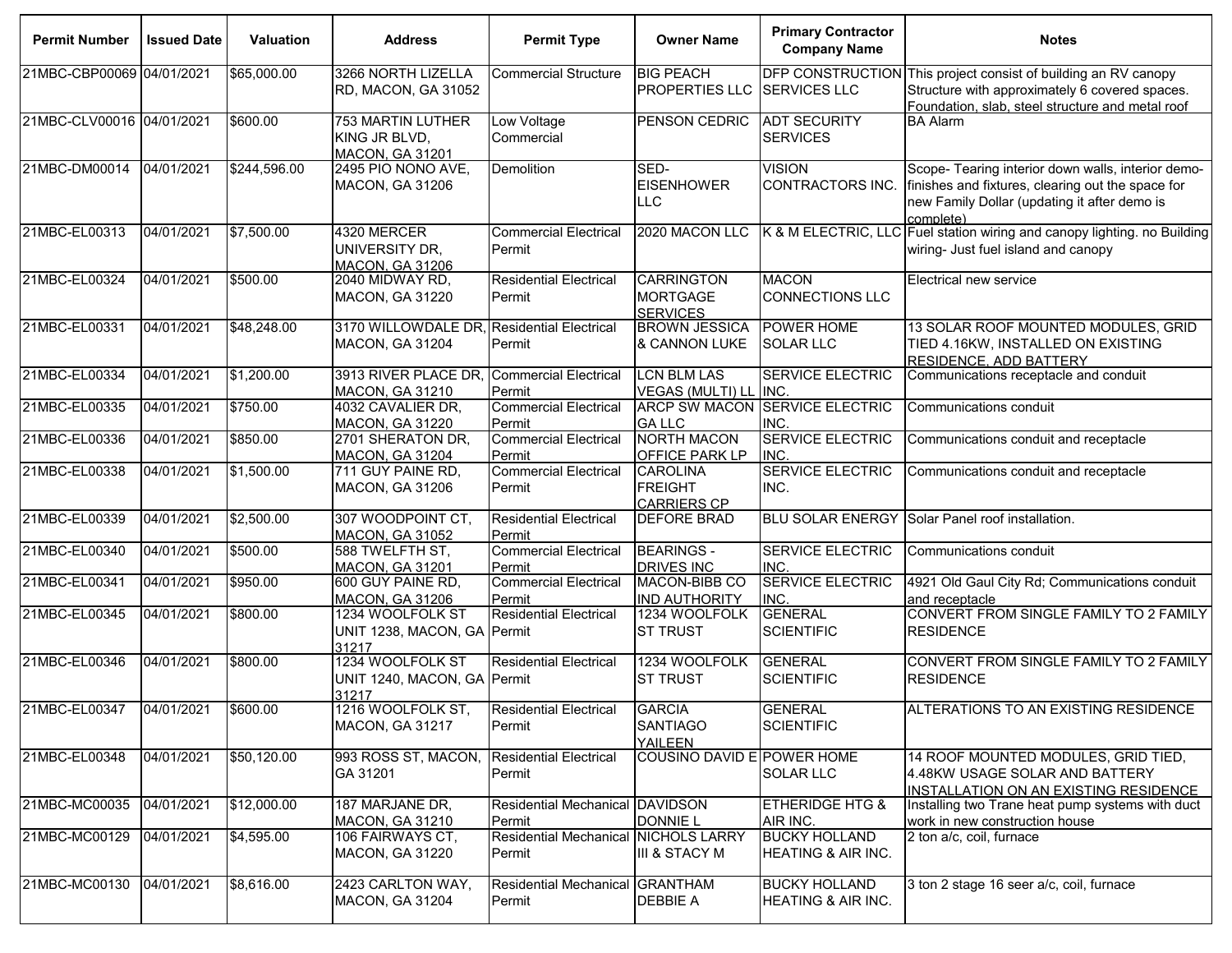| Permit Number | Issued Date | Valuation | Address | Permit Type | Owner Name | Primary Contractor Company Name | Notes |
|---|---|---|---|---|---|---|---|
| 21MBC-CBP00069 | 04/01/2021 | $65,000.00 | 3266 NORTH LIZELLA RD, MACON, GA 31052 | Commercial Structure | BIG PEACH PROPERTIES LLC | DFP CONSTRUCTION SERVICES LLC | This project consist of building an RV canopy Structure with approximately 6 covered spaces. Foundation, slab, steel structure and metal roof |
| 21MBC-CLV00016 | 04/01/2021 | $600.00 | 753 MARTIN LUTHER KING JR BLVD, MACON, GA 31201 | Low Voltage Commercial | PENSON CEDRIC | ADT SECURITY SERVICES | BA Alarm |
| 21MBC-DM00014 | 04/01/2021 | $244,596.00 | 2495 PIO NONO AVE, MACON, GA 31206 | Demolition | SED-EISENHOWER LLC | VISION CONTRACTORS INC. | Scope- Tearing interior down walls, interior demo-finishes and fixtures, clearing out the space for new Family Dollar (updating it after demo is complete) |
| 21MBC-EL00313 | 04/01/2021 | $7,500.00 | 4320 MERCER UNIVERSITY DR, MACON, GA 31206 | Commercial Electrical Permit | 2020 MACON LLC | K & M ELECTRIC, LLC | Fuel station wiring and canopy lighting. no Building wiring- Just fuel island and canopy |
| 21MBC-EL00324 | 04/01/2021 | $500.00 | 2040 MIDWAY RD, MACON, GA 31220 | Residential Electrical Permit | CARRINGTON MORTGAGE SERVICES | MACON CONNECTIONS LLC | Electrical new service |
| 21MBC-EL00331 | 04/01/2021 | $48,248.00 | 3170 WILLOWDALE DR, MACON, GA 31204 | Residential Electrical Permit | BROWN JESSICA & CANNON LUKE | POWER HOME SOLAR LLC | 13 SOLAR ROOF MOUNTED MODULES, GRID TIED 4.16KW, INSTALLED ON EXISTING RESIDENCE, ADD BATTERY |
| 21MBC-EL00334 | 04/01/2021 | $1,200.00 | 3913 RIVER PLACE DR, MACON, GA 31210 | Commercial Electrical Permit | LCN BLM LAS VEGAS (MULTI) LL | SERVICE ELECTRIC INC. | Communications receptacle and conduit |
| 21MBC-EL00335 | 04/01/2021 | $750.00 | 4032 CAVALIER DR, MACON, GA 31220 | Commercial Electrical Permit | ARCP SW MACON GA LLC | SERVICE ELECTRIC INC. | Communications conduit |
| 21MBC-EL00336 | 04/01/2021 | $850.00 | 2701 SHERATON DR, MACON, GA 31204 | Commercial Electrical Permit | NORTH MACON OFFICE PARK LP | SERVICE ELECTRIC INC. | Communications conduit and receptacle |
| 21MBC-EL00338 | 04/01/2021 | $1,500.00 | 711 GUY PAINE RD, MACON, GA 31206 | Commercial Electrical Permit | CAROLINA FREIGHT CARRIERS CP | SERVICE ELECTRIC INC. | Communications conduit and receptacle |
| 21MBC-EL00339 | 04/01/2021 | $2,500.00 | 307 WOODPOINT CT, MACON, GA 31052 | Residential Electrical Permit | DEFORE BRAD | BLU SOLAR ENERGY | Solar Panel roof installation. |
| 21MBC-EL00340 | 04/01/2021 | $500.00 | 588 TWELFTH ST, MACON, GA 31201 | Commercial Electrical Permit | BEARINGS - DRIVES INC | SERVICE ELECTRIC INC. | Communications conduit |
| 21MBC-EL00341 | 04/01/2021 | $950.00 | 600 GUY PAINE RD, MACON, GA 31206 | Commercial Electrical Permit | MACON-BIBB CO IND AUTHORITY | SERVICE ELECTRIC INC. | 4921 Old Gaul City Rd; Communications conduit and receptacle |
| 21MBC-EL00345 | 04/01/2021 | $800.00 | 1234 WOOLFOLK ST UNIT 1238, MACON, GA 31217 | Residential Electrical Permit | 1234 WOOLFOLK ST TRUST | GENERAL SCIENTIFIC | CONVERT FROM SINGLE FAMILY TO 2 FAMILY RESIDENCE |
| 21MBC-EL00346 | 04/01/2021 | $800.00 | 1234 WOOLFOLK ST UNIT 1240, MACON, GA 31217 | Residential Electrical Permit | 1234 WOOLFOLK ST TRUST | GENERAL SCIENTIFIC | CONVERT FROM SINGLE FAMILY TO 2 FAMILY RESIDENCE |
| 21MBC-EL00347 | 04/01/2021 | $600.00 | 1216 WOOLFOLK ST, MACON, GA 31217 | Residential Electrical Permit | GARCIA SANTIAGO YAILEEN | GENERAL SCIENTIFIC | ALTERATIONS TO AN EXISTING RESIDENCE |
| 21MBC-EL00348 | 04/01/2021 | $50,120.00 | 993 ROSS ST, MACON, GA 31201 | Residential Electrical Permit | COUSINO DAVID E | POWER HOME SOLAR LLC | 14 ROOF MOUNTED MODULES, GRID TIED, 4.48KW USAGE SOLAR AND BATTERY INSTALLATION ON AN EXISTING RESIDENCE |
| 21MBC-MC00035 | 04/01/2021 | $12,000.00 | 187 MARJANE DR, MACON, GA 31210 | Residential Mechanical Permit | DAVIDSON DONNIE L | ETHERIDGE HTG & AIR INC. | Installing two Trane heat pump systems with duct work in new construction house |
| 21MBC-MC00129 | 04/01/2021 | $4,595.00 | 106 FAIRWAYS CT, MACON, GA 31220 | Residential Mechanical Permit | NICHOLS LARRY III & STACY M | BUCKY HOLLAND HEATING & AIR INC. | 2 ton a/c, coil, furnace |
| 21MBC-MC00130 | 04/01/2021 | $8,616.00 | 2423 CARLTON WAY, MACON, GA 31204 | Residential Mechanical Permit | GRANTHAM DEBBIE A | BUCKY HOLLAND HEATING & AIR INC. | 3 ton 2 stage 16 seer a/c, coil, furnace |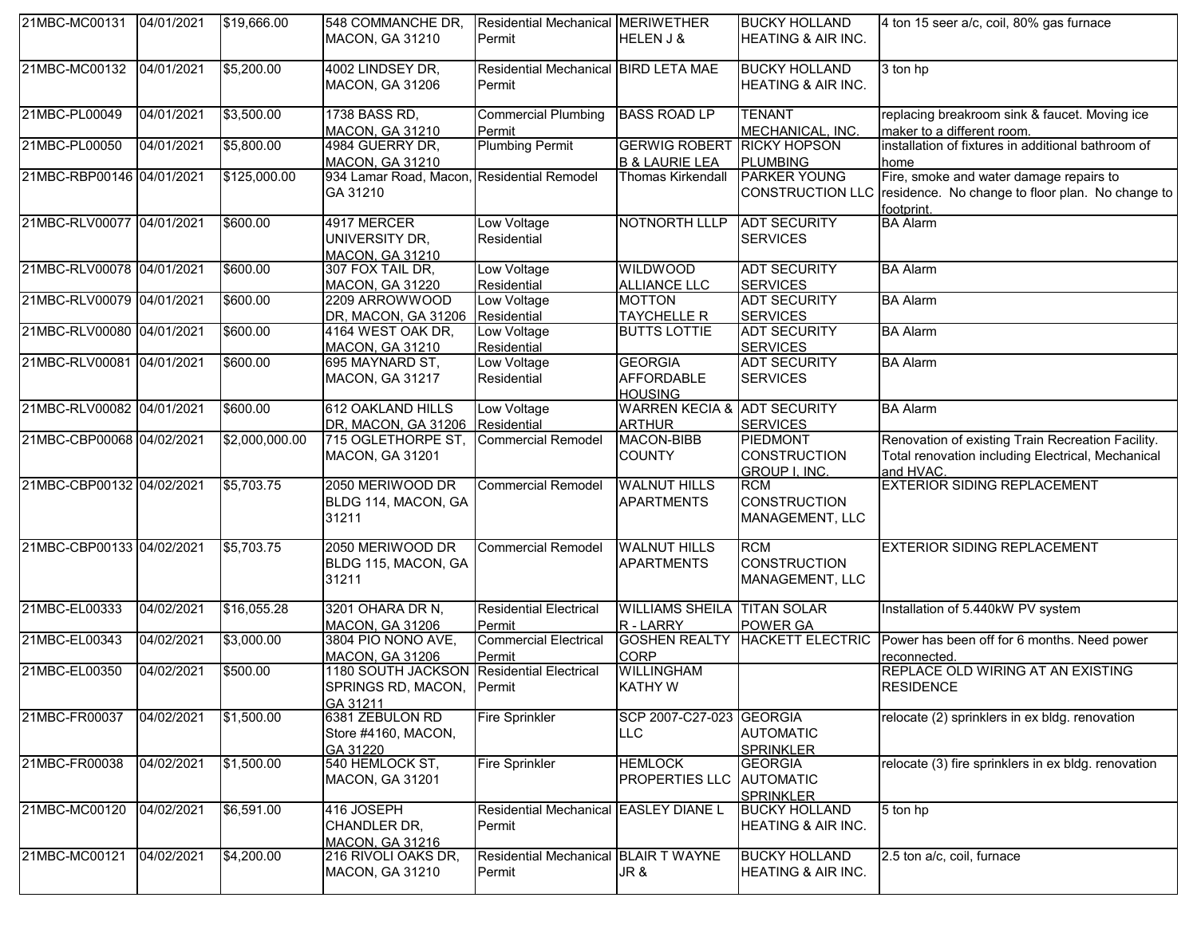| | | | | | | | |
|---|---|---|---|---|---|---|---|
| 21MBC-MC00131 | 04/01/2021 | $19,666.00 | 548 COMMANCHE DR, MACON, GA 31210 | Residential Mechanical Permit | MERIWETHER HELEN J & | BUCKY HOLLAND HEATING & AIR INC. | 4 ton 15 seer a/c, coil, 80% gas furnace |
| 21MBC-MC00132 | 04/01/2021 | $5,200.00 | 4002 LINDSEY DR, MACON, GA 31206 | Residential Mechanical Permit | BIRD LETA MAE | BUCKY HOLLAND HEATING & AIR INC. | 3 ton hp |
| 21MBC-PL00049 | 04/01/2021 | $3,500.00 | 1738 BASS RD, MACON, GA 31210 | Commercial Plumbing Permit | BASS ROAD LP | TENANT MECHANICAL, INC. | replacing breakroom sink & faucet. Moving ice maker to a different room. |
| 21MBC-PL00050 | 04/01/2021 | $5,800.00 | 4984 GUERRY DR, MACON, GA 31210 | Plumbing Permit | GERWIG ROBERT B & LAURIE LEA | RICKY HOPSON PLUMBING | installation of fixtures in additional bathroom of home |
| 21MBC-RBP00146 | 04/01/2021 | $125,000.00 | 934 Lamar Road, Macon, GA 31210 | Residential Remodel | Thomas Kirkendall | PARKER YOUNG CONSTRUCTION LLC | Fire, smoke and water damage repairs to residence. No change to floor plan. No change to footprint. |
| 21MBC-RLV00077 | 04/01/2021 | $600.00 | 4917 MERCER UNIVERSITY DR, MACON, GA 31210 | Low Voltage Residential | NOTNORTH LLLP | ADT SECURITY SERVICES | BA Alarm |
| 21MBC-RLV00078 | 04/01/2021 | $600.00 | 307 FOX TAIL DR, MACON, GA 31220 | Low Voltage Residential | WILDWOOD ALLIANCE LLC | ADT SECURITY SERVICES | BA Alarm |
| 21MBC-RLV00079 | 04/01/2021 | $600.00 | 2209 ARROWWOOD DR, MACON, GA 31206 | Low Voltage Residential | MOTTON TAYCHELLE R | ADT SECURITY SERVICES | BA Alarm |
| 21MBC-RLV00080 | 04/01/2021 | $600.00 | 4164 WEST OAK DR, MACON, GA 31210 | Low Voltage Residential | BUTTS LOTTIE | ADT SECURITY SERVICES | BA Alarm |
| 21MBC-RLV00081 | 04/01/2021 | $600.00 | 695 MAYNARD ST, MACON, GA 31217 | Low Voltage Residential | GEORGIA AFFORDABLE HOUSING | ADT SECURITY SERVICES | BA Alarm |
| 21MBC-RLV00082 | 04/01/2021 | $600.00 | 612 OAKLAND HILLS DR, MACON, GA 31206 | Low Voltage Residential | WARREN KECIA & ARTHUR | ADT SECURITY SERVICES | BA Alarm |
| 21MBC-CBP00068 | 04/02/2021 | $2,000,000.00 | 715 OGLETHORPE ST, MACON, GA 31201 | Commercial Remodel | MACON-BIBB COUNTY | PIEDMONT CONSTRUCTION GROUP I, INC. | Renovation of existing Train Recreation Facility. Total renovation including Electrical, Mechanical and HVAC. |
| 21MBC-CBP00132 | 04/02/2021 | $5,703.75 | 2050 MERIWOOD DR BLDG 114, MACON, GA 31211 | Commercial Remodel | WALNUT HILLS APARTMENTS | RCM CONSTRUCTION MANAGEMENT, LLC | EXTERIOR SIDING REPLACEMENT |
| 21MBC-CBP00133 | 04/02/2021 | $5,703.75 | 2050 MERIWOOD DR BLDG 115, MACON, GA 31211 | Commercial Remodel | WALNUT HILLS APARTMENTS | RCM CONSTRUCTION MANAGEMENT, LLC | EXTERIOR SIDING REPLACEMENT |
| 21MBC-EL00333 | 04/02/2021 | $16,055.28 | 3201 OHARA DR N, MACON, GA 31206 | Residential Electrical Permit | WILLIAMS SHEILA R - LARRY | TITAN SOLAR POWER GA | Installation of 5.440kW PV system |
| 21MBC-EL00343 | 04/02/2021 | $3,000.00 | 3804 PIO NONO AVE, MACON, GA 31206 | Commercial Electrical Permit | GOSHEN REALTY CORP | HACKETT ELECTRIC | Power has been off for 6 months. Need power reconnected. |
| 21MBC-EL00350 | 04/02/2021 | $500.00 | 1180 SOUTH JACKSON SPRINGS RD, MACON, GA 31211 | Residential Electrical Permit | WILLINGHAM KATHY W | | REPLACE OLD WIRING AT AN EXISTING RESIDENCE |
| 21MBC-FR00037 | 04/02/2021 | $1,500.00 | 6381 ZEBULON RD Store #4160, MACON, GA 31220 | Fire Sprinkler | SCP 2007-C27-023 LLC | GEORGIA AUTOMATIC SPRINKLER | relocate (2) sprinklers in ex bldg. renovation |
| 21MBC-FR00038 | 04/02/2021 | $1,500.00 | 540 HEMLOCK ST, MACON, GA 31201 | Fire Sprinkler | HEMLOCK PROPERTIES LLC | GEORGIA AUTOMATIC SPRINKLER | relocate (3) fire sprinklers in ex bldg. renovation |
| 21MBC-MC00120 | 04/02/2021 | $6,591.00 | 416 JOSEPH CHANDLER DR, MACON, GA 31216 | Residential Mechanical Permit | EASLEY DIANE L | BUCKY HOLLAND HEATING & AIR INC. | 5 ton hp |
| 21MBC-MC00121 | 04/02/2021 | $4,200.00 | 216 RIVOLI OAKS DR, MACON, GA 31210 | Residential Mechanical Permit | BLAIR T WAYNE JR & | BUCKY HOLLAND HEATING & AIR INC. | 2.5 ton a/c, coil, furnace |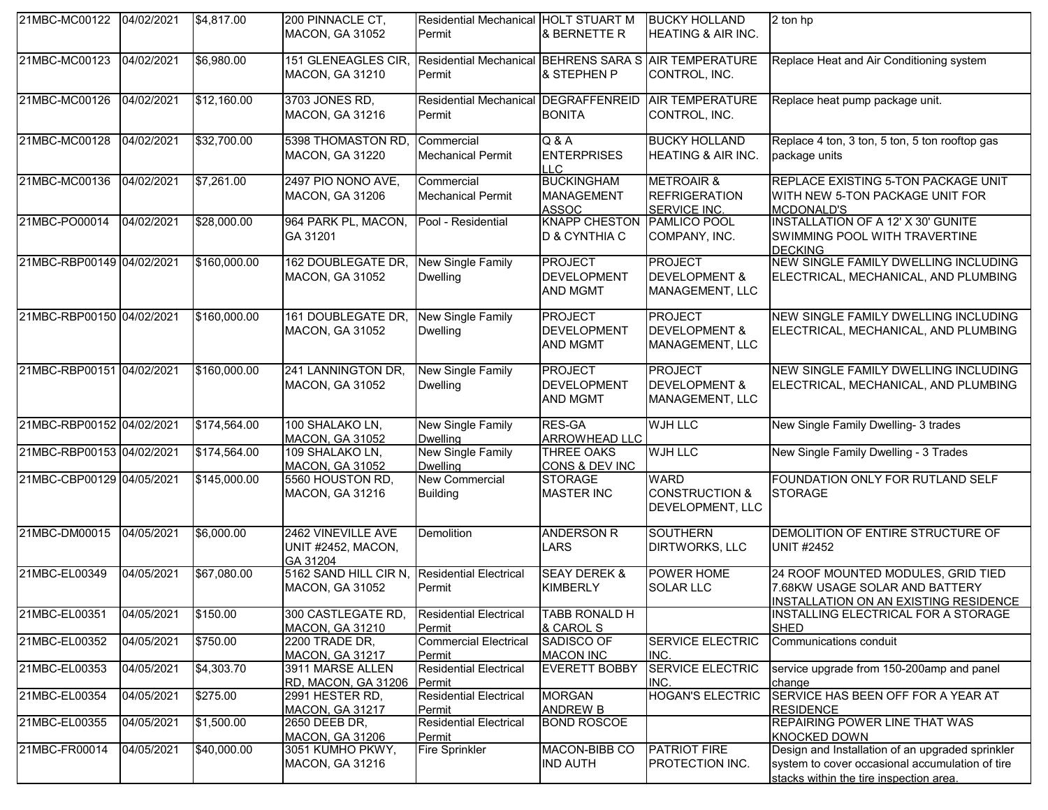| | | | | | | | |
|---|---|---|---|---|---|---|---|
| 21MBC-MC00122 | 04/02/2021 | $4,817.00 | 200 PINNACLE CT, MACON, GA 31052 | Residential Mechanical Permit | HOLT STUART M & BERNETTE R | BUCKY HOLLAND HEATING & AIR INC. | 2 ton hp |
| 21MBC-MC00123 | 04/02/2021 | $6,980.00 | 151 GLENEAGLES CIR, MACON, GA 31210 | Residential Mechanical Permit | BEHRENS SARA S & STEPHEN P | AIR TEMPERATURE CONTROL, INC. | Replace Heat and Air Conditioning system |
| 21MBC-MC00126 | 04/02/2021 | $12,160.00 | 3703 JONES RD, MACON, GA 31216 | Residential Mechanical Permit | DEGRAFFENREID BONITA | AIR TEMPERATURE CONTROL, INC. | Replace heat pump package unit. |
| 21MBC-MC00128 | 04/02/2021 | $32,700.00 | 5398 THOMASTON RD, MACON, GA 31220 | Commercial Mechanical Permit | Q & A ENTERPRISES LLC | BUCKY HOLLAND HEATING & AIR INC. | Replace 4 ton, 3 ton, 5 ton, 5 ton rooftop gas package units |
| 21MBC-MC00136 | 04/02/2021 | $7,261.00 | 2497 PIO NONO AVE, MACON, GA 31206 | Commercial Mechanical Permit | BUCKINGHAM MANAGEMENT ASSOC | METROAIR & REFRIGERATION SERVICE INC. | REPLACE EXISTING 5-TON PACKAGE UNIT WITH NEW 5-TON PACKAGE UNIT FOR MCDONALD'S |
| 21MBC-PO00014 | 04/02/2021 | $28,000.00 | 964 PARK PL, MACON, GA 31201 | Pool - Residential | KNAPP CHESTON D & CYNTHIA C | PAMLICO POOL COMPANY, INC. | INSTALLATION OF A 12' X 30' GUNITE SWIMMING POOL WITH TRAVERTINE DECKING |
| 21MBC-RBP00149 | 04/02/2021 | $160,000.00 | 162 DOUBLEGATE DR, MACON, GA 31052 | New Single Family Dwelling | PROJECT DEVELOPMENT AND MGMT | PROJECT DEVELOPMENT & MANAGEMENT, LLC | NEW SINGLE FAMILY DWELLING INCLUDING ELECTRICAL, MECHANICAL, AND PLUMBING |
| 21MBC-RBP00150 | 04/02/2021 | $160,000.00 | 161 DOUBLEGATE DR, MACON, GA 31052 | New Single Family Dwelling | PROJECT DEVELOPMENT AND MGMT | PROJECT DEVELOPMENT & MANAGEMENT, LLC | NEW SINGLE FAMILY DWELLING INCLUDING ELECTRICAL, MECHANICAL, AND PLUMBING |
| 21MBC-RBP00151 | 04/02/2021 | $160,000.00 | 241 LANNINGTON DR, MACON, GA 31052 | New Single Family Dwelling | PROJECT DEVELOPMENT AND MGMT | PROJECT DEVELOPMENT & MANAGEMENT, LLC | NEW SINGLE FAMILY DWELLING INCLUDING ELECTRICAL, MECHANICAL, AND PLUMBING |
| 21MBC-RBP00152 | 04/02/2021 | $174,564.00 | 100 SHALAKO LN, MACON, GA 31052 | New Single Family Dwelling | RES-GA ARROWHEAD LLC | WJH LLC | New Single Family Dwelling- 3 trades |
| 21MBC-RBP00153 | 04/02/2021 | $174,564.00 | 109 SHALAKO LN, MACON, GA 31052 | New Single Family Dwelling | THREE OAKS CONS & DEV INC | WJH LLC | New Single Family Dwelling - 3 Trades |
| 21MBC-CBP00129 | 04/05/2021 | $145,000.00 | 5560 HOUSTON RD, MACON, GA 31216 | New Commercial Building | STORAGE MASTER INC | WARD CONSTRUCTION & DEVELOPMENT, LLC | FOUNDATION ONLY FOR RUTLAND SELF STORAGE |
| 21MBC-DM00015 | 04/05/2021 | $6,000.00 | 2462 VINEVILLE AVE UNIT #2452, MACON, GA 31204 | Demolition | ANDERSON R LARS | SOUTHERN DIRTWORKS, LLC | DEMOLITION OF ENTIRE STRUCTURE OF UNIT #2452 |
| 21MBC-EL00349 | 04/05/2021 | $67,080.00 | 5162 SAND HILL CIR N, MACON, GA 31052 | Residential Electrical Permit | SEAY DEREK & KIMBERLY | POWER HOME SOLAR LLC | 24 ROOF MOUNTED MODULES, GRID TIED 7.68KW USAGE SOLAR AND BATTERY INSTALLATION ON AN EXISTING RESIDENCE |
| 21MBC-EL00351 | 04/05/2021 | $150.00 | 300 CASTLEGATE RD, MACON, GA 31210 | Residential Electrical Permit | TABB RONALD H & CAROL S | | INSTALLING ELECTRICAL FOR A STORAGE SHED |
| 21MBC-EL00352 | 04/05/2021 | $750.00 | 2200 TRADE DR, MACON, GA 31217 | Commercial Electrical Permit | SADISCO OF MACON INC | SERVICE ELECTRIC INC. | Communications conduit |
| 21MBC-EL00353 | 04/05/2021 | $4,303.70 | 3911 MARSE ALLEN RD, MACON, GA 31206 | Residential Electrical Permit | EVERETT BOBBY | SERVICE ELECTRIC INC. | service upgrade from 150-200amp and panel change |
| 21MBC-EL00354 | 04/05/2021 | $275.00 | 2991 HESTER RD, MACON, GA 31217 | Residential Electrical Permit | MORGAN ANDREW B | HOGAN'S ELECTRIC | SERVICE HAS BEEN OFF FOR A YEAR AT RESIDENCE |
| 21MBC-EL00355 | 04/05/2021 | $1,500.00 | 2650 DEEB DR, MACON, GA 31206 | Residential Electrical Permit | BOND ROSCOE | | REPAIRING POWER LINE THAT WAS KNOCKED DOWN |
| 21MBC-FR00014 | 04/05/2021 | $40,000.00 | 3051 KUMHO PKWY, MACON, GA 31216 | Fire Sprinkler | MACON-BIBB CO IND AUTH | PATRIOT FIRE PROTECTION INC. | Design and Installation of an upgraded sprinkler system to cover occasional accumulation of tire stacks within the tire inspection area. |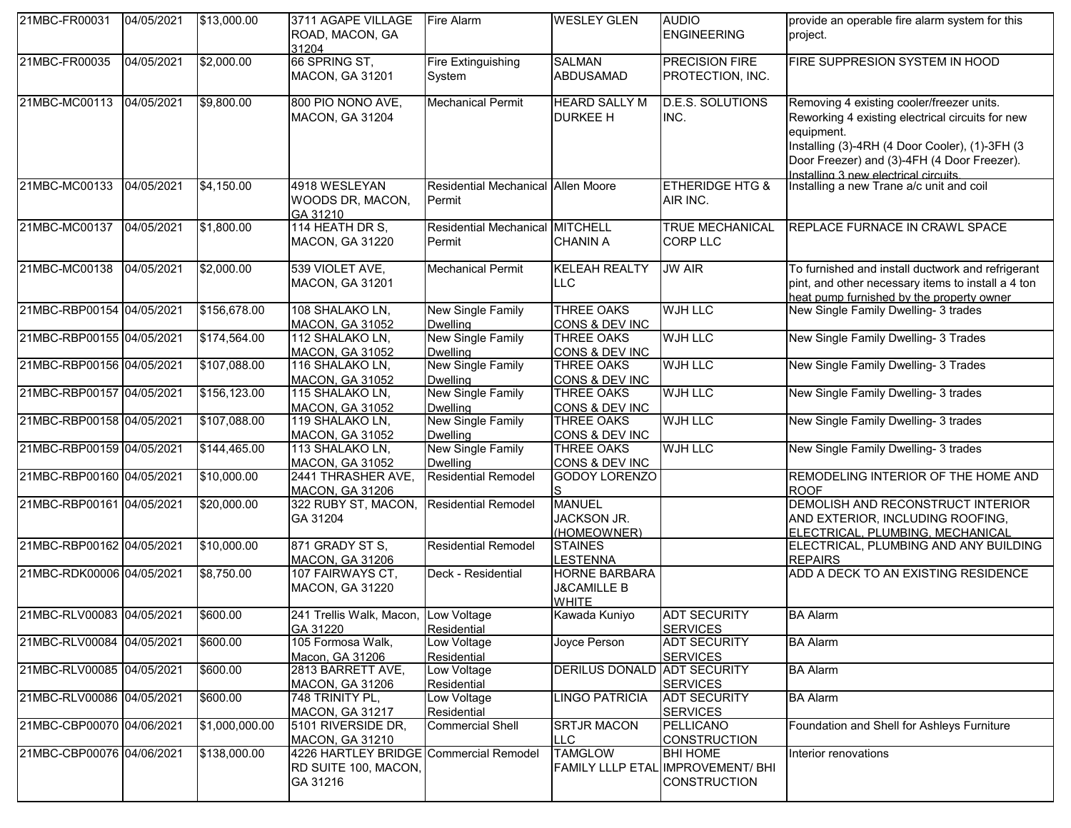| | | | | | | | |
|---|---|---|---|---|---|---|---|
| 21MBC-FR00031 | 04/05/2021 | $13,000.00 | 3711 AGAPE VILLAGE ROAD, MACON, GA 31204 | Fire Alarm | WESLEY GLEN | AUDIO ENGINEERING | provide an operable fire alarm system for this project. |
| 21MBC-FR00035 | 04/05/2021 | $2,000.00 | 66 SPRING ST, MACON, GA 31201 | Fire Extinguishing System | SALMAN ABDUSAMAD | PRECISION FIRE PROTECTION, INC. | FIRE SUPPRESION SYSTEM IN HOOD |
| 21MBC-MC00113 | 04/05/2021 | $9,800.00 | 800 PIO NONO AVE, MACON, GA 31204 | Mechanical Permit | HEARD SALLY M DURKEE H | D.E.S. SOLUTIONS INC. | Removing 4 existing cooler/freezer units. Reworking 4 existing electrical circuits for new equipment. Installing (3)-4RH (4 Door Cooler), (1)-3FH (3 Door Freezer) and (3)-4FH (4 Door Freezer). Installing 3 new electrical circuits. |
| 21MBC-MC00133 | 04/05/2021 | $4,150.00 | 4918 WESLEYAN WOODS DR, MACON, GA 31210 | Residential Mechanical Permit | Allen Moore | ETHERIDGE HTG & AIR INC. | Installing a new Trane a/c unit and coil |
| 21MBC-MC00137 | 04/05/2021 | $1,800.00 | 114 HEATH DR S, MACON, GA 31220 | Residential Mechanical Permit | MITCHELL CHANIN A | TRUE MECHANICAL CORP LLC | REPLACE FURNACE IN CRAWL SPACE |
| 21MBC-MC00138 | 04/05/2021 | $2,000.00 | 539 VIOLET AVE, MACON, GA 31201 | Mechanical Permit | KELEAH REALTY LLC | JW AIR | To furnished and install ductwork and refrigerant pint, and other necessary items to install a 4 ton heat pump furnished by the property owner |
| 21MBC-RBP00154 | 04/05/2021 | $156,678.00 | 108 SHALAKO LN, MACON, GA 31052 | New Single Family Dwelling | THREE OAKS CONS & DEV INC | WJH LLC | New Single Family Dwelling- 3 trades |
| 21MBC-RBP00155 | 04/05/2021 | $174,564.00 | 112 SHALAKO LN, MACON, GA 31052 | New Single Family Dwelling | THREE OAKS CONS & DEV INC | WJH LLC | New Single Family Dwelling- 3 Trades |
| 21MBC-RBP00156 | 04/05/2021 | $107,088.00 | 116 SHALAKO LN, MACON, GA 31052 | New Single Family Dwelling | THREE OAKS CONS & DEV INC | WJH LLC | New Single Family Dwelling- 3 Trades |
| 21MBC-RBP00157 | 04/05/2021 | $156,123.00 | 115 SHALAKO LN, MACON, GA 31052 | New Single Family Dwelling | THREE OAKS CONS & DEV INC | WJH LLC | New Single Family Dwelling- 3 trades |
| 21MBC-RBP00158 | 04/05/2021 | $107,088.00 | 119 SHALAKO LN, MACON, GA 31052 | New Single Family Dwelling | THREE OAKS CONS & DEV INC | WJH LLC | New Single Family Dwelling- 3 trades |
| 21MBC-RBP00159 | 04/05/2021 | $144,465.00 | 113 SHALAKO LN, MACON, GA 31052 | New Single Family Dwelling | THREE OAKS CONS & DEV INC | WJH LLC | New Single Family Dwelling- 3 trades |
| 21MBC-RBP00160 | 04/05/2021 | $10,000.00 | 2441 THRASHER AVE, MACON, GA 31206 | Residential Remodel | GODOY LORENZO S | | REMODELING INTERIOR OF THE HOME AND ROOF |
| 21MBC-RBP00161 | 04/05/2021 | $20,000.00 | 322 RUBY ST, MACON, GA 31204 | Residential Remodel | MANUEL JACKSON JR. (HOMEOWNER) | | DEMOLISH AND RECONSTRUCT INTERIOR AND EXTERIOR, INCLUDING ROOFING, ELECTRICAL, PLUMBING, MECHANICAL |
| 21MBC-RBP00162 | 04/05/2021 | $10,000.00 | 871 GRADY ST S, MACON, GA 31206 | Residential Remodel | STAINES LESTENNA | | ELECTRICAL, PLUMBING AND ANY BUILDING REPAIRS |
| 21MBC-RDK00006 | 04/05/2021 | $8,750.00 | 107 FAIRWAYS CT, MACON, GA 31220 | Deck - Residential | HORNE BARBARA J&CAMILLE B WHITE | | ADD A DECK TO AN EXISTING RESIDENCE |
| 21MBC-RLV00083 | 04/05/2021 | $600.00 | 241 Trellis Walk, Macon, GA 31220 | Low Voltage Residential | Kawada Kuniyo | ADT SECURITY SERVICES | BA Alarm |
| 21MBC-RLV00084 | 04/05/2021 | $600.00 | 105 Formosa Walk, Macon, GA 31206 | Low Voltage Residential | Joyce Person | ADT SECURITY SERVICES | BA Alarm |
| 21MBC-RLV00085 | 04/05/2021 | $600.00 | 2813 BARRETT AVE, MACON, GA 31206 | Low Voltage Residential | DERILUS DONALD | ADT SECURITY SERVICES | BA Alarm |
| 21MBC-RLV00086 | 04/05/2021 | $600.00 | 748 TRINITY PL, MACON, GA 31217 | Low Voltage Residential | LINGO PATRICIA | ADT SECURITY SERVICES | BA Alarm |
| 21MBC-CBP00070 | 04/06/2021 | $1,000,000.00 | 5101 RIVERSIDE DR, MACON, GA 31210 | Commercial Shell | SRTJR MACON LLC | PELLICANO CONSTRUCTION | Foundation and Shell for Ashleys Furniture |
| 21MBC-CBP00076 | 04/06/2021 | $138,000.00 | 4226 HARTLEY BRIDGE RD SUITE 100, MACON, GA 31216 | Commercial Remodel | TAMGLOW FAMILY LLLP ETAL | BHI HOME IMPROVEMENT/ BHI CONSTRUCTION | Interior renovations |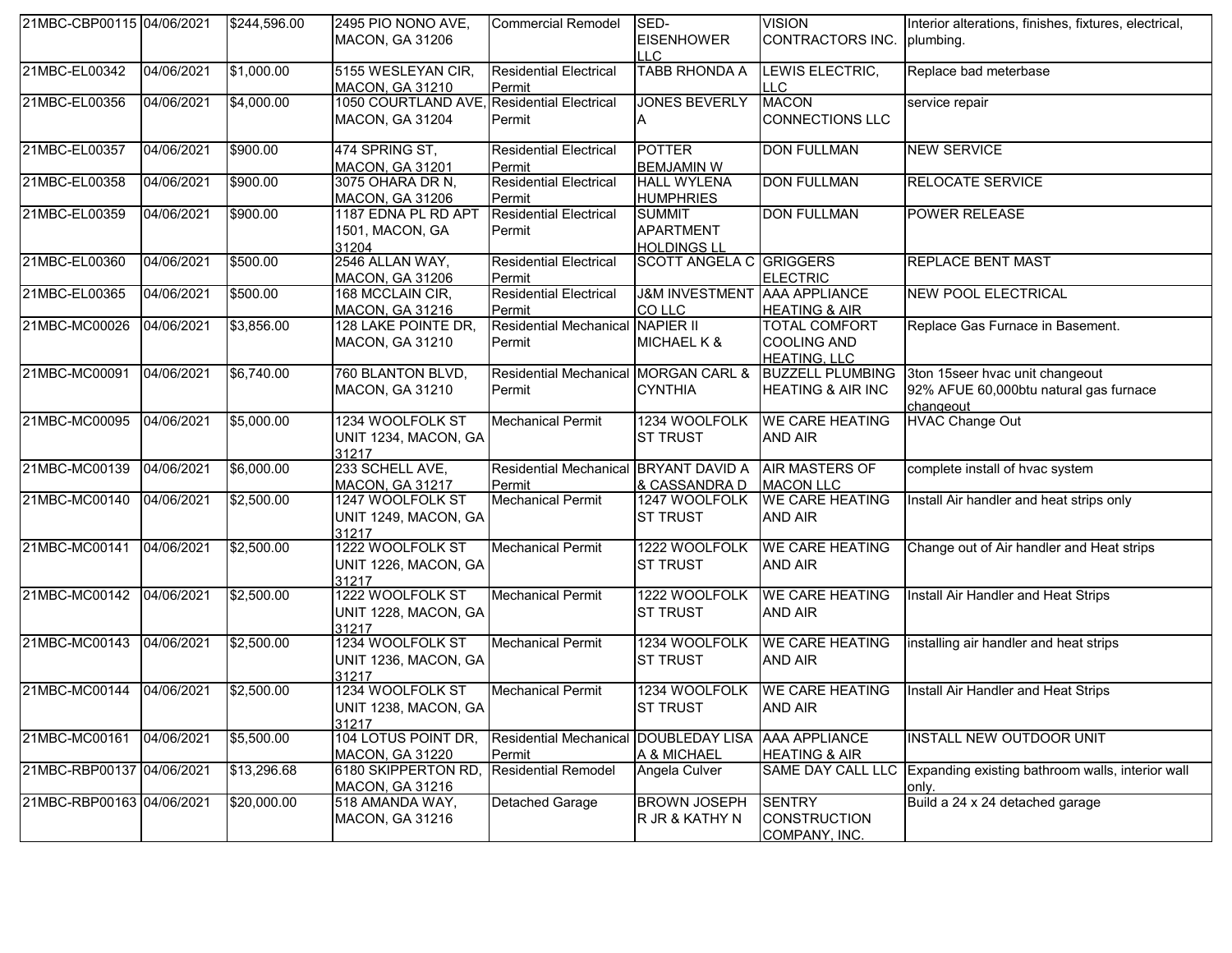| 21MBC-CBP00115 | 04/06/2021 | $244,596.00 | 2495 PIO NONO AVE, MACON, GA 31206 | Commercial Remodel | SED-EISENHOWER LLC | VISION CONTRACTORS INC. | Interior alterations, finishes, fixtures, electrical, plumbing. |
|---|---|---|---|---|---|---|---|
| 21MBC-EL00342 | 04/06/2021 | $1,000.00 | 5155 WESLEYAN CIR, MACON, GA 31210 | Residential Electrical Permit | TABB RHONDA A | LEWIS ELECTRIC, LLC | Replace bad meterbase |
| 21MBC-EL00356 | 04/06/2021 | $4,000.00 | 1050 COURTLAND AVE, MACON, GA 31204 | Residential Electrical Permit | JONES BEVERLY A | MACON CONNECTIONS LLC | service repair |
| 21MBC-EL00357 | 04/06/2021 | $900.00 | 474 SPRING ST, MACON, GA 31201 | Residential Electrical Permit | POTTER BEMJAMIN W | DON FULLMAN | NEW SERVICE |
| 21MBC-EL00358 | 04/06/2021 | $900.00 | 3075 OHARA DR N, MACON, GA 31206 | Residential Electrical Permit | HALL WYLENA HUMPHRIES | DON FULLMAN | RELOCATE SERVICE |
| 21MBC-EL00359 | 04/06/2021 | $900.00 | 1187 EDNA PL RD APT 1501, MACON, GA 31204 | Residential Electrical Permit | SUMMIT APARTMENT HOLDINGS LL | DON FULLMAN | POWER RELEASE |
| 21MBC-EL00360 | 04/06/2021 | $500.00 | 2546 ALLAN WAY, MACON, GA 31206 | Residential Electrical Permit | SCOTT ANGELA C | GRIGGERS ELECTRIC | REPLACE BENT MAST |
| 21MBC-EL00365 | 04/06/2021 | $500.00 | 168 MCCLAIN CIR, MACON, GA 31216 | Residential Electrical Permit | J&M INVESTMENT CO LLC | AAA APPLIANCE HEATING & AIR | NEW POOL ELECTRICAL |
| 21MBC-MC00026 | 04/06/2021 | $3,856.00 | 128 LAKE POINTE DR, MACON, GA 31210 | Residential Mechanical Permit | NAPIER II MICHAEL K & | TOTAL COMFORT COOLING AND HEATING, LLC | Replace Gas Furnace in Basement. |
| 21MBC-MC00091 | 04/06/2021 | $6,740.00 | 760 BLANTON BLVD, MACON, GA 31210 | Residential Mechanical Permit | MORGAN CARL & CYNTHIA | BUZZELL PLUMBING HEATING & AIR INC | 3ton 15seer hvac unit changeout 92% AFUE 60,000btu natural gas furnace changeout |
| 21MBC-MC00095 | 04/06/2021 | $5,000.00 | 1234 WOOLFOLK ST UNIT 1234, MACON, GA 31217 | Mechanical Permit | 1234 WOOLFOLK ST TRUST | WE CARE HEATING AND AIR | HVAC Change Out |
| 21MBC-MC00139 | 04/06/2021 | $6,000.00 | 233 SCHELL AVE, MACON, GA 31217 | Residential Mechanical Permit | BRYANT DAVID A & CASSANDRA D | AIR MASTERS OF MACON LLC | complete install of hvac system |
| 21MBC-MC00140 | 04/06/2021 | $2,500.00 | 1247 WOOLFOLK ST UNIT 1249, MACON, GA 31217 | Mechanical Permit | 1247 WOOLFOLK ST TRUST | WE CARE HEATING AND AIR | Install Air handler and heat strips only |
| 21MBC-MC00141 | 04/06/2021 | $2,500.00 | 1222 WOOLFOLK ST UNIT 1226, MACON, GA 31217 | Mechanical Permit | 1222 WOOLFOLK ST TRUST | WE CARE HEATING AND AIR | Change out of Air handler and Heat strips |
| 21MBC-MC00142 | 04/06/2021 | $2,500.00 | 1222 WOOLFOLK ST UNIT 1228, MACON, GA 31217 | Mechanical Permit | 1222 WOOLFOLK ST TRUST | WE CARE HEATING AND AIR | Install Air Handler and Heat Strips |
| 21MBC-MC00143 | 04/06/2021 | $2,500.00 | 1234 WOOLFOLK ST UNIT 1236, MACON, GA 31217 | Mechanical Permit | 1234 WOOLFOLK ST TRUST | WE CARE HEATING AND AIR | installing air handler and heat strips |
| 21MBC-MC00144 | 04/06/2021 | $2,500.00 | 1234 WOOLFOLK ST UNIT 1238, MACON, GA 31217 | Mechanical Permit | 1234 WOOLFOLK ST TRUST | WE CARE HEATING AND AIR | Install Air Handler and Heat Strips |
| 21MBC-MC00161 | 04/06/2021 | $5,500.00 | 104 LOTUS POINT DR, MACON, GA 31220 | Residential Mechanical Permit | DOUBLEDAY LISA A & MICHAEL | AAA APPLIANCE HEATING & AIR | INSTALL NEW OUTDOOR UNIT |
| 21MBC-RBP00137 | 04/06/2021 | $13,296.68 | 6180 SKIPPERTON RD, MACON, GA 31216 | Residential Remodel | Angela Culver | SAME DAY CALL LLC | Expanding existing bathroom walls, interior wall only. |
| 21MBC-RBP00163 | 04/06/2021 | $20,000.00 | 518 AMANDA WAY, MACON, GA 31216 | Detached Garage | BROWN JOSEPH R JR & KATHY N | SENTRY CONSTRUCTION COMPANY, INC. | Build a 24 x 24 detached garage |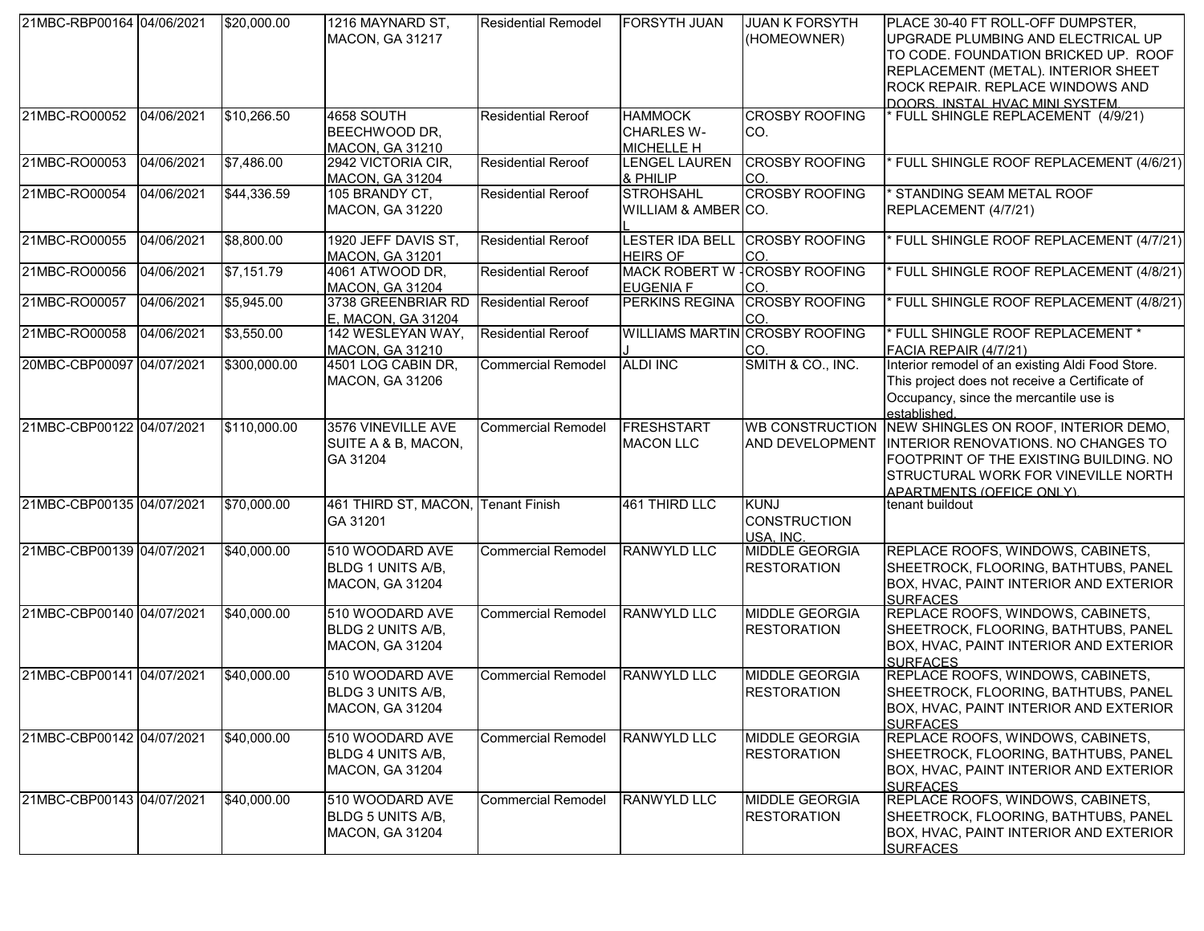| | | | | | | | |
|---|---|---|---|---|---|---|---|
| 21MBC-RBP00164 | 04/06/2021 | $20,000.00 | 1216 MAYNARD ST, MACON, GA 31217 | Residential Remodel | FORSYTH JUAN | JUAN K FORSYTH (HOMEOWNER) | PLACE 30-40 FT ROLL-OFF DUMPSTER, UPGRADE PLUMBING AND ELECTRICAL UP TO CODE. FOUNDATION BRICKED UP. ROOF REPLACEMENT (METAL). INTERIOR SHEET ROCK REPAIR. REPLACE WINDOWS AND DOORS. INSTAL HVAC MINI SYSTEM. |
| 21MBC-RO00052 | 04/06/2021 | $10,266.50 | 4658 SOUTH BEECHWOOD DR, MACON, GA 31210 | Residential Reroof | HAMMOCK CHARLES W-MICHELLE H | CROSBY ROOFING CO. | * FULL SHINGLE REPLACEMENT (4/9/21) |
| 21MBC-RO00053 | 04/06/2021 | $7,486.00 | 2942 VICTORIA CIR, MACON, GA 31204 | Residential Reroof | LENGEL LAUREN & PHILIP | CROSBY ROOFING CO. | * FULL SHINGLE ROOF REPLACEMENT (4/6/21) |
| 21MBC-RO00054 | 04/06/2021 | $44,336.59 | 105 BRANDY CT, MACON, GA 31220 | Residential Reroof | STROHSAHL WILLIAM & AMBER L | CROSBY ROOFING CO. | * STANDING SEAM METAL ROOF REPLACEMENT (4/7/21) |
| 21MBC-RO00055 | 04/06/2021 | $8,800.00 | 1920 JEFF DAVIS ST, MACON, GA 31201 | Residential Reroof | LESTER IDA BELL HEIRS OF | CROSBY ROOFING CO. | * FULL SHINGLE ROOF REPLACEMENT (4/7/21) |
| 21MBC-RO00056 | 04/06/2021 | $7,151.79 | 4061 ATWOOD DR, MACON, GA 31204 | Residential Reroof | MACK ROBERT W - EUGENIA F | CROSBY ROOFING CO. | * FULL SHINGLE ROOF REPLACEMENT (4/8/21) |
| 21MBC-RO00057 | 04/06/2021 | $5,945.00 | 3738 GREENBRIAR RD E, MACON, GA 31204 | Residential Reroof | PERKINS REGINA | CROSBY ROOFING CO. | * FULL SHINGLE ROOF REPLACEMENT (4/8/21) |
| 21MBC-RO00058 | 04/06/2021 | $3,550.00 | 142 WESLEYAN WAY, MACON, GA 31210 | Residential Reroof | WILLIAMS MARTIN J | CROSBY ROOFING CO. | * FULL SHINGLE ROOF REPLACEMENT * FACIA REPAIR (4/7/21) |
| 20MBC-CBP00097 | 04/07/2021 | $300,000.00 | 4501 LOG CABIN DR, MACON, GA 31206 | Commercial Remodel | ALDI INC | SMITH & CO., INC. | Interior remodel of an existing Aldi Food Store. This project does not receive a Certificate of Occupancy, since the mercantile use is established. |
| 21MBC-CBP00122 | 04/07/2021 | $110,000.00 | 3576 VINEVILLE AVE SUITE A & B, MACON, GA 31204 | Commercial Remodel | FRESHSTART MACON LLC | WB CONSTRUCTION AND DEVELOPMENT | NEW SHINGLES ON ROOF, INTERIOR DEMO, INTERIOR RENOVATIONS. NO CHANGES TO FOOTPRINT OF THE EXISTING BUILDING. NO STRUCTURAL WORK FOR VINEVILLE NORTH APARTMENTS (OFFICE ONLY). |
| 21MBC-CBP00135 | 04/07/2021 | $70,000.00 | 461 THIRD ST, MACON, GA 31201 | Tenant Finish | 461 THIRD LLC | KUNJ CONSTRUCTION USA, INC. | tenant buildout |
| 21MBC-CBP00139 | 04/07/2021 | $40,000.00 | 510 WOODARD AVE BLDG 1 UNITS A/B, MACON, GA 31204 | Commercial Remodel | RANWYLD LLC | MIDDLE GEORGIA RESTORATION | REPLACE ROOFS, WINDOWS, CABINETS, SHEETROCK, FLOORING, BATHTUBS, PANEL BOX, HVAC, PAINT INTERIOR AND EXTERIOR SURFACES |
| 21MBC-CBP00140 | 04/07/2021 | $40,000.00 | 510 WOODARD AVE BLDG 2 UNITS A/B, MACON, GA 31204 | Commercial Remodel | RANWYLD LLC | MIDDLE GEORGIA RESTORATION | REPLACE ROOFS, WINDOWS, CABINETS, SHEETROCK, FLOORING, BATHTUBS, PANEL BOX, HVAC, PAINT INTERIOR AND EXTERIOR SURFACES |
| 21MBC-CBP00141 | 04/07/2021 | $40,000.00 | 510 WOODARD AVE BLDG 3 UNITS A/B, MACON, GA 31204 | Commercial Remodel | RANWYLD LLC | MIDDLE GEORGIA RESTORATION | REPLACE ROOFS, WINDOWS, CABINETS, SHEETROCK, FLOORING, BATHTUBS, PANEL BOX, HVAC, PAINT INTERIOR AND EXTERIOR SURFACES |
| 21MBC-CBP00142 | 04/07/2021 | $40,000.00 | 510 WOODARD AVE BLDG 4 UNITS A/B, MACON, GA 31204 | Commercial Remodel | RANWYLD LLC | MIDDLE GEORGIA RESTORATION | REPLACE ROOFS, WINDOWS, CABINETS, SHEETROCK, FLOORING, BATHTUBS, PANEL BOX, HVAC, PAINT INTERIOR AND EXTERIOR SURFACES |
| 21MBC-CBP00143 | 04/07/2021 | $40,000.00 | 510 WOODARD AVE BLDG 5 UNITS A/B, MACON, GA 31204 | Commercial Remodel | RANWYLD LLC | MIDDLE GEORGIA RESTORATION | REPLACE ROOFS, WINDOWS, CABINETS, SHEETROCK, FLOORING, BATHTUBS, PANEL BOX, HVAC, PAINT INTERIOR AND EXTERIOR SURFACES |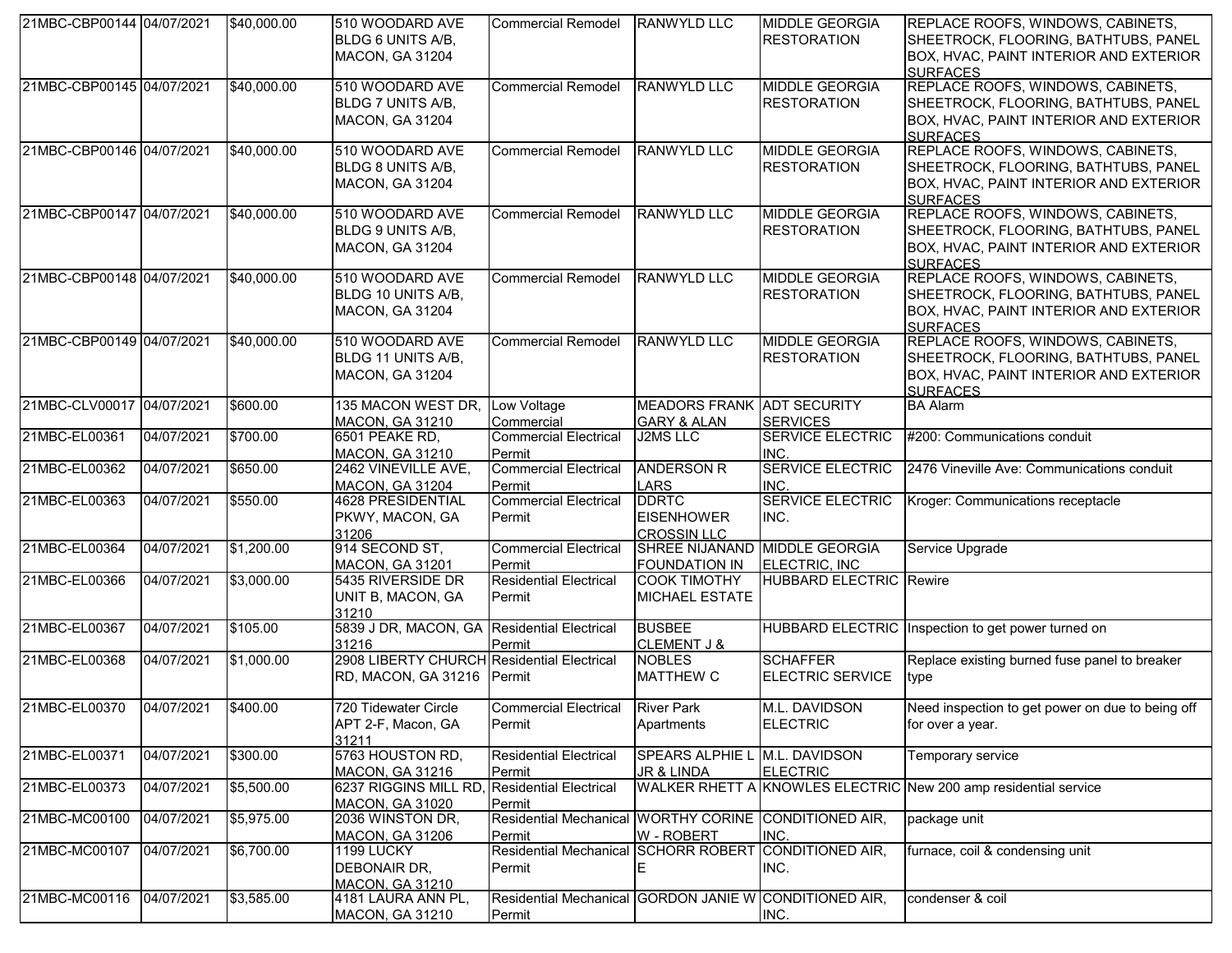| | | | | | | | |
|---|---|---|---|---|---|---|---|
| 21MBC-CBP00144 | 04/07/2021 | $40,000.00 | 510 WOODARD AVE BLDG 6 UNITS A/B, MACON, GA 31204 | Commercial Remodel | RANWYLD LLC | MIDDLE GEORGIA RESTORATION | REPLACE ROOFS, WINDOWS, CABINETS, SHEETROCK, FLOORING, BATHTUBS, PANEL BOX, HVAC, PAINT INTERIOR AND EXTERIOR SURFACES |
| 21MBC-CBP00145 | 04/07/2021 | $40,000.00 | 510 WOODARD AVE BLDG 7 UNITS A/B, MACON, GA 31204 | Commercial Remodel | RANWYLD LLC | MIDDLE GEORGIA RESTORATION | REPLACE ROOFS, WINDOWS, CABINETS, SHEETROCK, FLOORING, BATHTUBS, PANEL BOX, HVAC, PAINT INTERIOR AND EXTERIOR SURFACES |
| 21MBC-CBP00146 | 04/07/2021 | $40,000.00 | 510 WOODARD AVE BLDG 8 UNITS A/B, MACON, GA 31204 | Commercial Remodel | RANWYLD LLC | MIDDLE GEORGIA RESTORATION | REPLACE ROOFS, WINDOWS, CABINETS, SHEETROCK, FLOORING, BATHTUBS, PANEL BOX, HVAC, PAINT INTERIOR AND EXTERIOR SURFACES |
| 21MBC-CBP00147 | 04/07/2021 | $40,000.00 | 510 WOODARD AVE BLDG 9 UNITS A/B, MACON, GA 31204 | Commercial Remodel | RANWYLD LLC | MIDDLE GEORGIA RESTORATION | REPLACE ROOFS, WINDOWS, CABINETS, SHEETROCK, FLOORING, BATHTUBS, PANEL BOX, HVAC, PAINT INTERIOR AND EXTERIOR SURFACES |
| 21MBC-CBP00148 | 04/07/2021 | $40,000.00 | 510 WOODARD AVE BLDG 10 UNITS A/B, MACON, GA 31204 | Commercial Remodel | RANWYLD LLC | MIDDLE GEORGIA RESTORATION | REPLACE ROOFS, WINDOWS, CABINETS, SHEETROCK, FLOORING, BATHTUBS, PANEL BOX, HVAC, PAINT INTERIOR AND EXTERIOR SURFACES |
| 21MBC-CBP00149 | 04/07/2021 | $40,000.00 | 510 WOODARD AVE BLDG 11 UNITS A/B, MACON, GA 31204 | Commercial Remodel | RANWYLD LLC | MIDDLE GEORGIA RESTORATION | REPLACE ROOFS, WINDOWS, CABINETS, SHEETROCK, FLOORING, BATHTUBS, PANEL BOX, HVAC, PAINT INTERIOR AND EXTERIOR SURFACES |
| 21MBC-CLV00017 | 04/07/2021 | $600.00 | 135 MACON WEST DR, MACON, GA 31210 | Low Voltage Commercial | MEADORS FRANK GARY & ALAN | ADT SECURITY SERVICES | BA Alarm |
| 21MBC-EL00361 | 04/07/2021 | $700.00 | 6501 PEAKE RD, MACON, GA 31210 | Commercial Electrical Permit | J2MS LLC | SERVICE ELECTRIC INC. | #200: Communications conduit |
| 21MBC-EL00362 | 04/07/2021 | $650.00 | 2462 VINEVILLE AVE, MACON, GA 31204 | Commercial Electrical Permit | ANDERSON R LARS | SERVICE ELECTRIC INC. | 2476 Vineville Ave: Communications conduit |
| 21MBC-EL00363 | 04/07/2021 | $550.00 | 4628 PRESIDENTIAL PKWY, MACON, GA 31206 | Commercial Electrical Permit | DDRTC EISENHOWER CROSSIN LLC | SERVICE ELECTRIC INC. | Kroger: Communications receptacle |
| 21MBC-EL00364 | 04/07/2021 | $1,200.00 | 914 SECOND ST, MACON, GA 31201 | Commercial Electrical Permit | SHREE NIJANAND FOUNDATION IN | MIDDLE GEORGIA ELECTRIC, INC | Service Upgrade |
| 21MBC-EL00366 | 04/07/2021 | $3,000.00 | 5435 RIVERSIDE DR UNIT B, MACON, GA 31210 | Residential Electrical Permit | COOK TIMOTHY MICHAEL ESTATE | HUBBARD ELECTRIC | Rewire |
| 21MBC-EL00367 | 04/07/2021 | $105.00 | 5839 J DR, MACON, GA 31216 | Residential Electrical Permit | BUSBEE CLEMENT J & | HUBBARD ELECTRIC | Inspection to get power turned on |
| 21MBC-EL00368 | 04/07/2021 | $1,000.00 | 2908 LIBERTY CHURCH RD, MACON, GA 31216 | Residential Electrical Permit | NOBLES MATTHEW C | SCHAFFER ELECTRIC SERVICE | Replace existing burned fuse panel to breaker type |
| 21MBC-EL00370 | 04/07/2021 | $400.00 | 720 Tidewater Circle APT 2-F, Macon, GA 31211 | Commercial Electrical Permit | River Park Apartments | M.L. DAVIDSON ELECTRIC | Need inspection to get power on due to being off for over a year. |
| 21MBC-EL00371 | 04/07/2021 | $300.00 | 5763 HOUSTON RD, MACON, GA 31216 | Residential Electrical Permit | SPEARS ALPHIE L JR & LINDA | M.L. DAVIDSON ELECTRIC | Temporary service |
| 21MBC-EL00373 | 04/07/2021 | $5,500.00 | 6237 RIGGINS MILL RD, MACON, GA 31020 | Residential Electrical Permit | WALKER RHETT A | KNOWLES ELECTRIC | New 200 amp residential service |
| 21MBC-MC00100 | 04/07/2021 | $5,975.00 | 2036 WINSTON DR, MACON, GA 31206 | Residential Mechanical Permit | WORTHY CORINE W - ROBERT | CONDITIONED AIR, INC. | package unit |
| 21MBC-MC00107 | 04/07/2021 | $6,700.00 | 1199 LUCKY DEBONAIR DR, MACON, GA 31210 | Residential Mechanical Permit | SCHORR ROBERT E | CONDITIONED AIR, INC. | furnace, coil & condensing unit |
| 21MBC-MC00116 | 04/07/2021 | $3,585.00 | 4181 LAURA ANN PL, MACON, GA 31210 | Residential Mechanical Permit | GORDON JANIE W | CONDITIONED AIR, INC. | condenser & coil |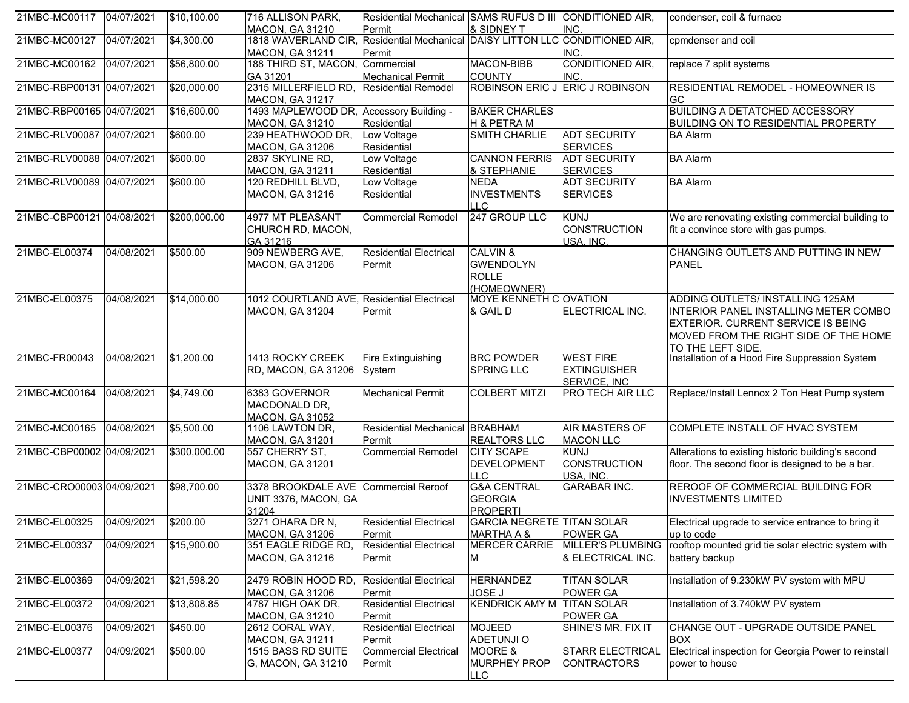| | | | | | | | |
|---|---|---|---|---|---|---|---|
| 21MBC-MC00117 | 04/07/2021 | $10,100.00 | 716 ALLISON PARK, MACON, GA 31210 | Residential Mechanical Permit | SAMS RUFUS D III & SIDNEY T | CONDITIONED AIR, INC. | condenser, coil & furnace |
| 21MBC-MC00127 | 04/07/2021 | $4,300.00 | 1818 WAVERLAND CIR, MACON, GA 31211 | Residential Mechanical Permit | DAISY LITTON LLC | CONDITIONED AIR, INC. | cpmdenser and coil |
| 21MBC-MC00162 | 04/07/2021 | $56,800.00 | 188 THIRD ST, MACON, GA 31201 | Commercial Mechanical Permit | MACON-BIBB COUNTY | CONDITIONED AIR, INC. | replace 7 split systems |
| 21MBC-RBP00131 | 04/07/2021 | $20,000.00 | 2315 MILLERFIELD RD, MACON, GA 31217 | Residential Remodel | ROBINSON ERIC J | ERIC J ROBINSON | RESIDENTIAL REMODEL - HOMEOWNER IS GC |
| 21MBC-RBP00165 | 04/07/2021 | $16,600.00 | 1493 MAPLEWOOD DR, MACON, GA 31210 | Accessory Building - Residential | BAKER CHARLES H & PETRA M | | BUILDING A DETATCHED ACCESSORY BUILDING ON TO RESIDENTIAL PROPERTY |
| 21MBC-RLV00087 | 04/07/2021 | $600.00 | 239 HEATHWOOD DR, MACON, GA 31206 | Low Voltage Residential | SMITH CHARLIE | ADT SECURITY SERVICES | BA Alarm |
| 21MBC-RLV00088 | 04/07/2021 | $600.00 | 2837 SKYLINE RD, MACON, GA 31211 | Low Voltage Residential | CANNON FERRIS & STEPHANIE | ADT SECURITY SERVICES | BA Alarm |
| 21MBC-RLV00089 | 04/07/2021 | $600.00 | 120 REDHILL BLVD, MACON, GA 31216 | Low Voltage Residential | NEDA INVESTMENTS LLC | ADT SECURITY SERVICES | BA Alarm |
| 21MBC-CBP00121 | 04/08/2021 | $200,000.00 | 4977 MT PLEASANT CHURCH RD, MACON, GA 31216 | Commercial Remodel | 247 GROUP LLC | KUNJ CONSTRUCTION USA, INC. | We are renovating existing commercial building to fit a convince store with gas pumps. |
| 21MBC-EL00374 | 04/08/2021 | $500.00 | 909 NEWBERG AVE, MACON, GA 31206 | Residential Electrical Permit | CALVIN & GWENDOLYN ROLLE (HOMEOWNER) | | CHANGING OUTLETS AND PUTTING IN NEW PANEL |
| 21MBC-EL00375 | 04/08/2021 | $14,000.00 | 1012 COURTLAND AVE, MACON, GA 31204 | Residential Electrical Permit | MOYE KENNETH C & GAIL D | OVATION ELECTRICAL INC. | ADDING OUTLETS/ INSTALLING 125AM INTERIOR PANEL INSTALLING METER COMBO EXTERIOR. CURRENT SERVICE IS BEING MOVED FROM THE RIGHT SIDE OF THE HOME TO THE LEFT SIDE. |
| 21MBC-FR00043 | 04/08/2021 | $1,200.00 | 1413 ROCKY CREEK RD, MACON, GA 31206 | Fire Extinguishing System | BRC POWDER SPRING LLC | WEST FIRE EXTINGUISHER SERVICE, INC | Installation of a Hood Fire Suppression System |
| 21MBC-MC00164 | 04/08/2021 | $4,749.00 | 6383 GOVERNOR MACDONALD DR, MACON, GA 31052 | Mechanical Permit | COLBERT MITZI | PRO TECH AIR LLC | Replace/Install Lennox 2 Ton Heat Pump system |
| 21MBC-MC00165 | 04/08/2021 | $5,500.00 | 1106 LAWTON DR, MACON, GA 31201 | Residential Mechanical Permit | BRABHAM REALTORS LLC | AIR MASTERS OF MACON LLC | COMPLETE INSTALL OF HVAC SYSTEM |
| 21MBC-CBP00002 | 04/09/2021 | $300,000.00 | 557 CHERRY ST, MACON, GA 31201 | Commercial Remodel | CITY SCAPE DEVELOPMENT LLC | KUNJ CONSTRUCTION USA, INC. | Alterations to existing historic building's second floor. The second floor is designed to be a bar. |
| 21MBC-CRO00003 | 04/09/2021 | $98,700.00 | 3378 BROOKDALE AVE UNIT 3376, MACON, GA 31204 | Commercial Reroof | G&A CENTRAL GEORGIA PROPERTI | GARABAR INC. | REROOF OF COMMERCIAL BUILDING FOR INVESTMENTS LIMITED |
| 21MBC-EL00325 | 04/09/2021 | $200.00 | 3271 OHARA DR N, MACON, GA 31206 | Residential Electrical Permit | GARCIA NEGRETE MARTHA A & | TITAN SOLAR POWER GA | Electrical upgrade to service entrance to bring it up to code |
| 21MBC-EL00337 | 04/09/2021 | $15,900.00 | 351 EAGLE RIDGE RD, MACON, GA 31216 | Residential Electrical Permit | MERCER CARRIE M | MILLER'S PLUMBING & ELECTRICAL INC. | rooftop mounted grid tie solar electric system with battery backup |
| 21MBC-EL00369 | 04/09/2021 | $21,598.20 | 2479 ROBIN HOOD RD, MACON, GA 31206 | Residential Electrical Permit | HERNANDEZ JOSE J | TITAN SOLAR POWER GA | Installation of 9.230kW PV system with MPU |
| 21MBC-EL00372 | 04/09/2021 | $13,808.85 | 4787 HIGH OAK DR, MACON, GA 31210 | Residential Electrical Permit | KENDRICK AMY M | TITAN SOLAR POWER GA | Installation of 3.740kW PV system |
| 21MBC-EL00376 | 04/09/2021 | $450.00 | 2612 CORAL WAY, MACON, GA 31211 | Residential Electrical Permit | MOJEED ADETUNJI O | SHINE'S MR. FIX IT | CHANGE OUT - UPGRADE OUTSIDE PANEL BOX |
| 21MBC-EL00377 | 04/09/2021 | $500.00 | 1515 BASS RD SUITE G, MACON, GA 31210 | Commercial Electrical Permit | MOORE & MURPHEY PROP LLC | STARR ELECTRICAL CONTRACTORS | Electrical inspection for Georgia Power to reinstall power to house |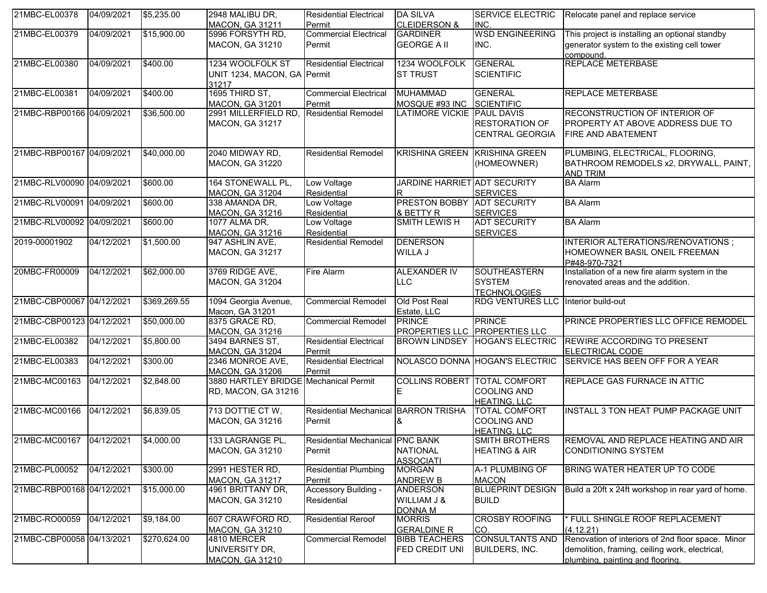| 21MBC-EL00378 | 04/09/2021 | $5,235.00 | 2948 MALIBU DR, MACON, GA 31211 | Residential Electrical Permit | DA SILVA CLEIDERSON & | SERVICE ELECTRIC INC. | Relocate panel and replace service |
|---|---|---|---|---|---|---|---|
| 21MBC-EL00379 | 04/09/2021 | $15,900.00 | 5996 FORSYTH RD, MACON, GA 31210 | Commercial Electrical Permit | GARDINER GEORGE A II | WSD ENGINEERING INC. | This project is installing an optional standby generator system to the existing cell tower compound. |
| 21MBC-EL00380 | 04/09/2021 | $400.00 | 1234 WOOLFOLK ST UNIT 1234, MACON, GA 31217 | Residential Electrical Permit | 1234 WOOLFOLK ST TRUST | GENERAL SCIENTIFIC | REPLACE METERBASE |
| 21MBC-EL00381 | 04/09/2021 | $400.00 | 1695 THIRD ST, MACON, GA 31201 | Commercial Electrical Permit | MUHAMMAD MOSQUE #93 INC | GENERAL SCIENTIFIC | REPLACE METERBASE |
| 21MBC-RBP00166 | 04/09/2021 | $36,500.00 | 2991 MILLERFIELD RD, MACON, GA 31217 | Residential Remodel | LATIMORE VICKIE | PAUL DAVIS RESTORATION OF CENTRAL GEORGIA | RECONSTRUCTION OF INTERIOR OF PROPERTY AT ABOVE ADDRESS DUE TO FIRE AND ABATEMENT |
| 21MBC-RBP00167 | 04/09/2021 | $40,000.00 | 2040 MIDWAY RD, MACON, GA 31220 | Residential Remodel | KRISHINA GREEN | KRISHINA GREEN (HOMEOWNER) | PLUMBING, ELECTRICAL, FLOORING, BATHROOM REMODELS x2, DRYWALL, PAINT, AND TRIM |
| 21MBC-RLV00090 | 04/09/2021 | $600.00 | 164 STONEWALL PL, MACON, GA 31204 | Low Voltage Residential | JARDINE HARRIET R | ADT SECURITY SERVICES | BA Alarm |
| 21MBC-RLV00091 | 04/09/2021 | $600.00 | 338 AMANDA DR, MACON, GA 31216 | Low Voltage Residential | PRESTON BOBBY & BETTY R | ADT SECURITY SERVICES | BA Alarm |
| 21MBC-RLV00092 | 04/09/2021 | $600.00 | 1077 ALMA DR, MACON, GA 31216 | Low Voltage Residential | SMITH LEWIS H | ADT SECURITY SERVICES | BA Alarm |
| 2019-00001902 | 04/12/2021 | $1,500.00 | 947 ASHLIN AVE, MACON, GA 31217 | Residential Remodel | DENERSON WILLA J | | INTERIOR ALTERATIONS/RENOVATIONS ; HOMEOWNER BASIL ONEIL FREEMAN P#48-970-7321 |
| 20MBC-FR00009 | 04/12/2021 | $62,000.00 | 3769 RIDGE AVE, MACON, GA 31204 | Fire Alarm | ALEXANDER IV LLC | SOUTHEASTERN SYSTEM TECHNOLOGIES | Installation of a new fire alarm system in the renovated areas and the addition. |
| 21MBC-CBP00067 | 04/12/2021 | $369,269.55 | 1094 Georgia Avenue, Macon, GA 31201 | Commercial Remodel | Old Post Real Estate, LLC | RDG VENTURES LLC | Interior build-out |
| 21MBC-CBP00123 | 04/12/2021 | $50,000.00 | 8375 GRACE RD, MACON, GA 31216 | Commercial Remodel | PRINCE PROPERTIES LLC | PRINCE PROPERTIES LLC | PRINCE PROPERTIES LLC OFFICE REMODEL |
| 21MBC-EL00382 | 04/12/2021 | $5,800.00 | 3494 BARNES ST, MACON, GA 31204 | Residential Electrical Permit | BROWN LINDSEY | HOGAN'S ELECTRIC | REWIRE ACCORDING TO PRESENT ELECTRICAL CODE |
| 21MBC-EL00383 | 04/12/2021 | $300.00 | 2346 MONROE AVE, MACON, GA 31206 | Residential Electrical Permit | NOLASCO DONNA | HOGAN'S ELECTRIC | SERVICE HAS BEEN OFF FOR A YEAR |
| 21MBC-MC00163 | 04/12/2021 | $2,848.00 | 3880 HARTLEY BRIDGE RD, MACON, GA 31216 | Mechanical Permit | COLLINS ROBERT E | TOTAL COMFORT COOLING AND HEATING, LLC | REPLACE GAS FURNACE IN ATTIC |
| 21MBC-MC00166 | 04/12/2021 | $6,839.05 | 713 DOTTIE CT W, MACON, GA 31216 | Residential Mechanical Permit | BARRON TRISHA & | TOTAL COMFORT COOLING AND HEATING, LLC | INSTALL 3 TON HEAT PUMP PACKAGE UNIT |
| 21MBC-MC00167 | 04/12/2021 | $4,000.00 | 133 LAGRANGE PL, MACON, GA 31210 | Residential Mechanical Permit | PNC BANK NATIONAL ASSOCIATI | SMITH BROTHERS HEATING & AIR | REMOVAL AND REPLACE HEATING AND AIR CONDITIONING SYSTEM |
| 21MBC-PL00052 | 04/12/2021 | $300.00 | 2991 HESTER RD, MACON, GA 31217 | Residential Plumbing Permit | MORGAN ANDREW B | A-1 PLUMBING OF MACON | BRING WATER HEATER UP TO CODE |
| 21MBC-RBP00168 | 04/12/2021 | $15,000.00 | 4961 BRITTANY DR, MACON, GA 31210 | Accessory Building - Residential | ANDERSON WILLIAM J & DONNA M | BLUEPRINT DESIGN BUILD | Build a 20ft x 24ft workshop in rear yard of home. |
| 21MBC-RO00059 | 04/12/2021 | $9,184.00 | 607 CRAWFORD RD, MACON, GA 31210 | Residential Reroof | MORRIS GERALDINE R | CROSBY ROOFING CO. | * FULL SHINGLE ROOF REPLACEMENT (4.12.21) |
| 21MBC-CBP00058 | 04/13/2021 | $270,624.00 | 4810 MERCER UNIVERSITY DR, MACON, GA 31210 | Commercial Remodel | BIBB TEACHERS FED CREDIT UNI | CONSULTANTS AND BUILDERS, INC. | Renovation of interiors of 2nd floor space. Minor demolition, framing, ceiling work, electrical, plumbing, painting and flooring. |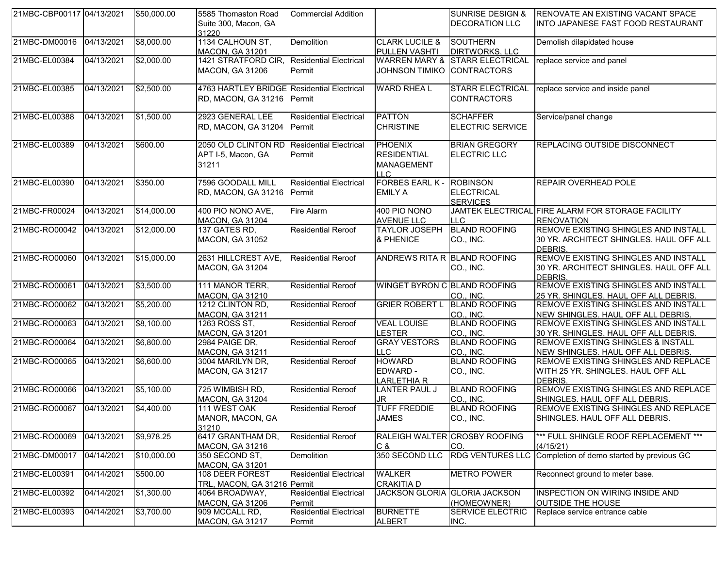| | | | | | | | | |
|---|---|---|---|---|---|---|---|---|
| 21MBC-CBP00117 | 04/13/2021 | $50,000.00 | 5585 Thomaston Road Suite 300, Macon, GA 31220 | Commercial Addition | | SUNRISE DESIGN & DECORATION LLC | RENOVATE AN EXISTING VACANT SPACE INTO JAPANESE FAST FOOD RESTAURANT |
| 21MBC-DM00016 | 04/13/2021 | $8,000.00 | 1134 CALHOUN ST, MACON, GA 31201 | Demolition | CLARK LUCILE & PULLEN VASHTI | SOUTHERN DIRTWORKS, LLC | Demolish dilapidated house |
| 21MBC-EL00384 | 04/13/2021 | $2,000.00 | 1421 STRATFORD CIR, MACON, GA 31206 | Residential Electrical Permit | WARREN MARY & JOHNSON TIMIKO | STARR ELECTRICAL CONTRACTORS | replace service and panel |
| 21MBC-EL00385 | 04/13/2021 | $2,500.00 | 4763 HARTLEY BRIDGE RD, MACON, GA 31216 | Residential Electrical Permit | WARD RHEA L | STARR ELECTRICAL CONTRACTORS | replace service and inside panel |
| 21MBC-EL00388 | 04/13/2021 | $1,500.00 | 2923 GENERAL LEE RD, MACON, GA 31204 | Residential Electrical Permit | PATTON CHRISTINE | SCHAFFER ELECTRIC SERVICE | Service/panel change |
| 21MBC-EL00389 | 04/13/2021 | $600.00 | 2050 OLD CLINTON RD APT I-5, Macon, GA 31211 | Residential Electrical Permit | PHOENIX RESIDENTIAL MANAGEMENT LLC | BRIAN GREGORY ELECTRIC LLC | REPLACING OUTSIDE DISCONNECT |
| 21MBC-EL00390 | 04/13/2021 | $350.00 | 7596 GOODALL MILL RD, MACON, GA 31216 | Residential Electrical Permit | FORBES EARL K - EMILY A | ROBINSON ELECTRICAL SERVICES | REPAIR OVERHEAD POLE |
| 21MBC-FR00024 | 04/13/2021 | $14,000.00 | 400 PIO NONO AVE, MACON, GA 31204 | Fire Alarm | 400 PIO NONO AVENUE LLC | JAMTEK ELECTRICAL LLC | FIRE ALARM FOR STORAGE FACILITY RENOVATION |
| 21MBC-RO00042 | 04/13/2021 | $12,000.00 | 137 GATES RD, MACON, GA 31052 | Residential Reroof | TAYLOR JOSEPH & PHENICE | BLAND ROOFING CO., INC. | REMOVE EXISTING SHINGLES AND INSTALL 30 YR. ARCHITECT SHINGLES. HAUL OFF ALL DEBRIS. |
| 21MBC-RO00060 | 04/13/2021 | $15,000.00 | 2631 HILLCREST AVE, MACON, GA 31204 | Residential Reroof | ANDREWS RITA R | BLAND ROOFING CO., INC. | REMOVE EXISTING SHINGLES AND INSTALL 30 YR. ARCHITECT SHINGLES. HAUL OFF ALL DEBRIS. |
| 21MBC-RO00061 | 04/13/2021 | $3,500.00 | 111 MANOR TERR, MACON, GA 31210 | Residential Reroof | WINGET BYRON C | BLAND ROOFING CO., INC. | REMOVE EXISTING SHINGLES AND INSTALL 25 YR. SHINGLES. HAUL OFF ALL DEBRIS. |
| 21MBC-RO00062 | 04/13/2021 | $5,200.00 | 1212 CLINTON RD, MACON, GA 31211 | Residential Reroof | GRIER ROBERT L | BLAND ROOFING CO., INC. | REMOVE EXISTING SHINGLES AND INSTALL NEW SHINGLES. HAUL OFF ALL DEBRIS. |
| 21MBC-RO00063 | 04/13/2021 | $8,100.00 | 1263 ROSS ST, MACON, GA 31201 | Residential Reroof | VEAL LOUISE LESTER | BLAND ROOFING CO., INC. | REMOVE EXISTING SHINGLES AND INSTALL 30 YR. SHINGLES. HAUL OFF ALL DEBRIS. |
| 21MBC-RO00064 | 04/13/2021 | $6,800.00 | 2984 PAIGE DR, MACON, GA 31211 | Residential Reroof | GRAY VESTORS LLC | BLAND ROOFING CO., INC. | REMOVE EXISTING SHINGLES & INSTALL NEW SHINGLES. HAUL OFF ALL DEBRIS. |
| 21MBC-RO00065 | 04/13/2021 | $6,600.00 | 3004 MARILYN DR, MACON, GA 31217 | Residential Reroof | HOWARD EDWARD - LARLETHIA R | BLAND ROOFING CO., INC. | REMOVE EXISTING SHINGLES AND REPLACE WITH 25 YR. SHINGLES. HAUL OFF ALL DEBRIS. |
| 21MBC-RO00066 | 04/13/2021 | $5,100.00 | 725 WIMBISH RD, MACON, GA 31204 | Residential Reroof | LANTER PAUL J JR | BLAND ROOFING CO., INC. | REMOVE EXISTING SHINGLES AND REPLACE SHINGLES. HAUL OFF ALL DEBRIS. |
| 21MBC-RO00067 | 04/13/2021 | $4,400.00 | 111 WEST OAK MANOR, MACON, GA 31210 | Residential Reroof | TUFF FREDDIE JAMES | BLAND ROOFING CO., INC. | REMOVE EXISTING SHINGLES AND REPLACE SHINGLES. HAUL OFF ALL DEBRIS. |
| 21MBC-RO00069 | 04/13/2021 | $9,978.25 | 6417 GRANTHAM DR, MACON, GA 31216 | Residential Reroof | RALEIGH WALTER C & | CROSBY ROOFING CO. | *** FULL SHINGLE ROOF REPLACEMENT *** (4/15/21) |
| 21MBC-DM00017 | 04/14/2021 | $10,000.00 | 350 SECOND ST, MACON, GA 31201 | Demolition | 350 SECOND LLC | RDG VENTURES LLC | Completion of demo started by previous GC |
| 21MBC-EL00391 | 04/14/2021 | $500.00 | 108 DEER FOREST TRL, MACON, GA 31216 | Residential Electrical Permit | WALKER CRAKITIA D | METRO POWER | Reconnect ground to meter base. |
| 21MBC-EL00392 | 04/14/2021 | $1,300.00 | 4064 BROADWAY, MACON, GA 31206 | Residential Electrical Permit | JACKSON GLORIA | GLORIA JACKSON (HOMEOWNER) | INSPECTION ON WIRING INSIDE AND OUTSIDE THE HOUSE |
| 21MBC-EL00393 | 04/14/2021 | $3,700.00 | 909 MCCALL RD, MACON, GA 31217 | Residential Electrical Permit | BURNETTE ALBERT | SERVICE ELECTRIC INC. | Replace service entrance cable |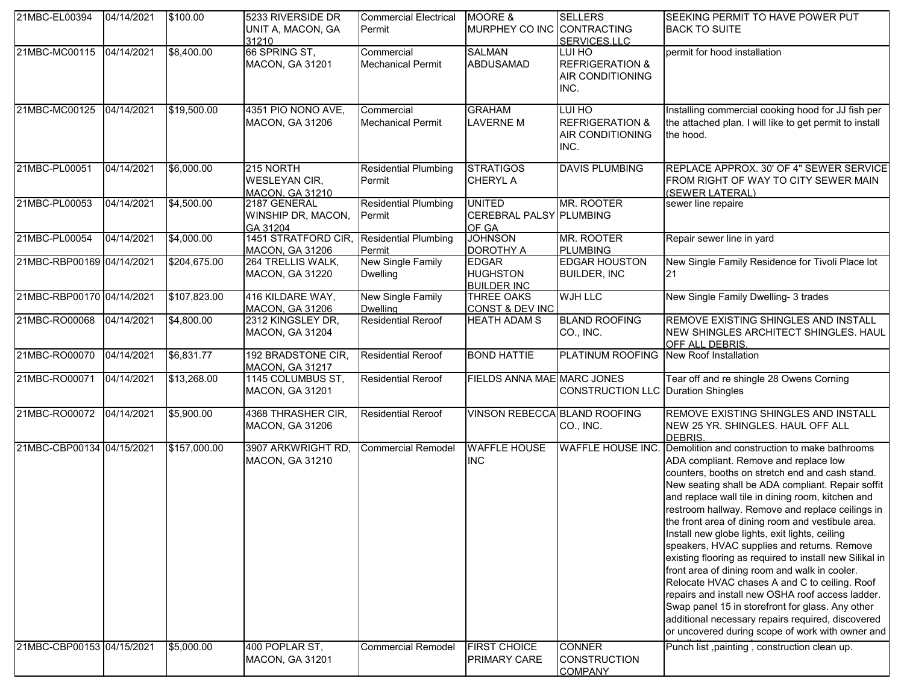| 21MBC-EL00394 | 04/14/2021 | $100.00 | 5233 RIVERSIDE DR UNIT A, MACON, GA 31210 | Commercial Electrical Permit | MOORE & MURPHEY CO INC | SELLERS CONTRACTING SERVICES,LLC | SEEKING PERMIT TO HAVE POWER PUT BACK TO SUITE |
|---|---|---|---|---|---|---|---|
| 21MBC-MC00115 | 04/14/2021 | $8,400.00 | 66 SPRING ST, MACON, GA 31201 | Commercial Mechanical Permit | SALMAN ABDUSAMAD | LUI HO REFRIGERATION & AIR CONDITIONING INC. | permit for hood installation |
| 21MBC-MC00125 | 04/14/2021 | $19,500.00 | 4351 PIO NONO AVE, MACON, GA 31206 | Commercial Mechanical Permit | GRAHAM LAVERNE M | LUI HO REFRIGERATION & AIR CONDITIONING INC. | Installing commercial cooking hood for JJ fish per the attached plan. I will like to get permit to install the hood. |
| 21MBC-PL00051 | 04/14/2021 | $6,000.00 | 215 NORTH WESLEYAN CIR, MACON, GA 31210 | Residential Plumbing Permit | STRATIGOS CHERYL A | DAVIS PLUMBING | REPLACE APPROX. 30' OF 4" SEWER SERVICE FROM RIGHT OF WAY TO CITY SEWER MAIN (SEWER LATERAL) |
| 21MBC-PL00053 | 04/14/2021 | $4,500.00 | 2187 GENERAL WINSHIP DR, MACON, GA 31204 | Residential Plumbing Permit | UNITED CEREBRAL PALSY OF GA | MR. ROOTER PLUMBING | sewer line repaire |
| 21MBC-PL00054 | 04/14/2021 | $4,000.00 | 1451 STRATFORD CIR, MACON, GA 31206 | Residential Plumbing Permit | JOHNSON DOROTHY A | MR. ROOTER PLUMBING | Repair sewer line in yard |
| 21MBC-RBP00169 | 04/14/2021 | $204,675.00 | 264 TRELLIS WALK, MACON, GA 31220 | New Single Family Dwelling | EDGAR HUGHSTON BUILDER INC | EDGAR HOUSTON BUILDER, INC | New Single Family Residence for Tivoli Place lot 21 |
| 21MBC-RBP00170 | 04/14/2021 | $107,823.00 | 416 KILDARE WAY, MACON, GA 31206 | New Single Family Dwelling | THREE OAKS CONST & DEV INC | WJH LLC | New Single Family Dwelling- 3 trades |
| 21MBC-RO00068 | 04/14/2021 | $4,800.00 | 2312 KINGSLEY DR, MACON, GA 31204 | Residential Reroof | HEATH ADAM S | BLAND ROOFING CO., INC. | REMOVE EXISTING SHINGLES AND INSTALL NEW SHINGLES ARCHITECT SHINGLES. HAUL OFF ALL DEBRIS. |
| 21MBC-RO00070 | 04/14/2021 | $6,831.77 | 192 BRADSTONE CIR, MACON, GA 31217 | Residential Reroof | BOND HATTIE | PLATINUM ROOFING | New Roof Installation |
| 21MBC-RO00071 | 04/14/2021 | $13,268.00 | 1145 COLUMBUS ST, MACON, GA 31201 | Residential Reroof | FIELDS ANNA MAE | MARC JONES CONSTRUCTION LLC | Tear off and re shingle 28 Owens Corning Duration Shingles |
| 21MBC-RO00072 | 04/14/2021 | $5,900.00 | 4368 THRASHER CIR, MACON, GA 31206 | Residential Reroof | VINSON REBECCA | BLAND ROOFING CO., INC. | REMOVE EXISTING SHINGLES AND INSTALL NEW 25 YR. SHINGLES. HAUL OFF ALL DEBRIS. |
| 21MBC-CBP00134 | 04/15/2021 | $157,000.00 | 3907 ARKWRIGHT RD, MACON, GA 31210 | Commercial Remodel | WAFFLE HOUSE INC | WAFFLE HOUSE INC. | Demolition and construction to make bathrooms ADA compliant. Remove and replace low counters, booths on stretch end and cash stand. New seating shall be ADA compliant. Repair soffit and replace wall tile in dining room, kitchen and restroom hallway. Remove and replace ceilings in the front area of dining room and vestibule area. Install new globe lights, exit lights, ceiling speakers, HVAC supplies and returns. Remove existing flooring as required to install new Silikal in front area of dining room and walk in cooler. Relocate HVAC chases A and C to ceiling. Roof repairs and install new OSHA roof access ladder. Swap panel 15 in storefront for glass. Any other additional necessary repairs required, discovered or uncovered during scope of work with owner and |
| 21MBC-CBP00153 | 04/15/2021 | $5,000.00 | 400 POPLAR ST, MACON, GA 31201 | Commercial Remodel | FIRST CHOICE PRIMARY CARE | CONNER CONSTRUCTION COMPANY | Punch list ,painting , construction clean up. |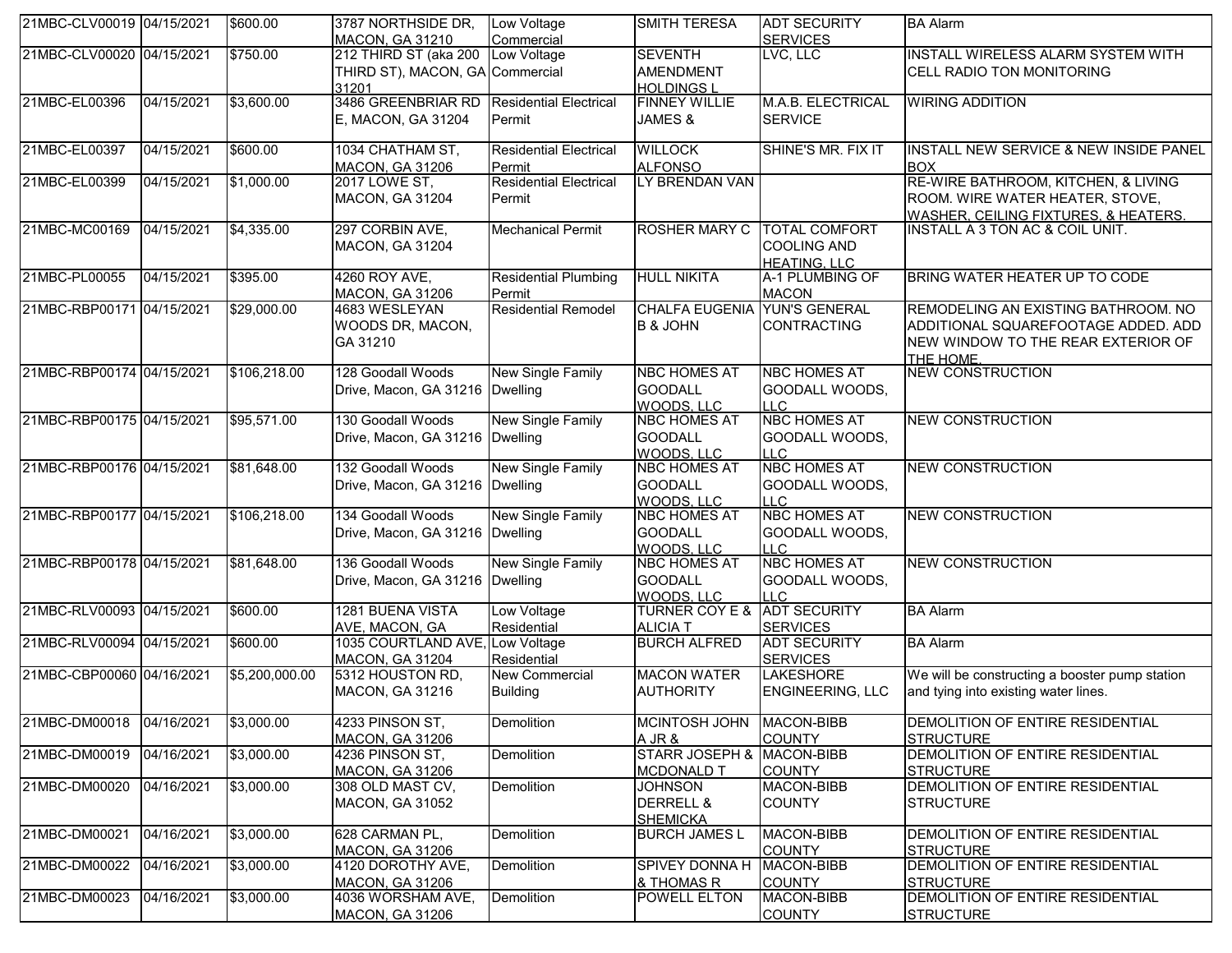| | | | | | | | | |
|---|---|---|---|---|---|---|---|---|
| 21MBC-CLV00019 | 04/15/2021 | $600.00 | 3787 NORTHSIDE DR, MACON, GA 31210 | Low Voltage Commercial | SMITH TERESA | ADT SECURITY SERVICES | BA Alarm |
| 21MBC-CLV00020 | 04/15/2021 | $750.00 | 212 THIRD ST (aka 200 THIRD ST), MACON, GA 31201 | Low Voltage Commercial | SEVENTH AMENDMENT HOLDINGS L | LVC, LLC | INSTALL WIRELESS ALARM SYSTEM WITH CELL RADIO TON MONITORING |
| 21MBC-EL00396 | 04/15/2021 | $3,600.00 | 3486 GREENBRIAR RD E, MACON, GA 31204 | Residential Electrical Permit | FINNEY WILLIE JAMES & | M.A.B. ELECTRICAL SERVICE | WIRING ADDITION |
| 21MBC-EL00397 | 04/15/2021 | $600.00 | 1034 CHATHAM ST, MACON, GA 31206 | Residential Electrical Permit | WILLOCK ALFONSO | SHINE'S MR. FIX IT | INSTALL NEW SERVICE & NEW INSIDE PANEL BOX |
| 21MBC-EL00399 | 04/15/2021 | $1,000.00 | 2017 LOWE ST, MACON, GA 31204 | Residential Electrical Permit | LY BRENDAN VAN | | RE-WIRE BATHROOM, KITCHEN, & LIVING ROOM. WIRE WATER HEATER, STOVE, WASHER, CEILING FIXTURES, & HEATERS. |
| 21MBC-MC00169 | 04/15/2021 | $4,335.00 | 297 CORBIN AVE, MACON, GA 31204 | Mechanical Permit | ROSHER MARY C | TOTAL COMFORT COOLING AND HEATING, LLC | INSTALL A 3 TON AC & COIL UNIT. |
| 21MBC-PL00055 | 04/15/2021 | $395.00 | 4260 ROY AVE, MACON, GA 31206 | Residential Plumbing Permit | HULL NIKITA | A-1 PLUMBING OF MACON | BRING WATER HEATER UP TO CODE |
| 21MBC-RBP00171 | 04/15/2021 | $29,000.00 | 4683 WESLEYAN WOODS DR, MACON, GA 31210 | Residential Remodel | CHALFA EUGENIA B & JOHN | YUN'S GENERAL CONTRACTING | REMODELING AN EXISTING BATHROOM. NO ADDITIONAL SQUAREFOOTAGE ADDED. ADD NEW WINDOW TO THE REAR EXTERIOR OF THE HOME. |
| 21MBC-RBP00174 | 04/15/2021 | $106,218.00 | 128 Goodall Woods Drive, Macon, GA 31216 | New Single Family Dwelling | NBC HOMES AT GOODALL WOODS, LLC | NBC HOMES AT GOODALL WOODS, LLC | NEW CONSTRUCTION |
| 21MBC-RBP00175 | 04/15/2021 | $95,571.00 | 130 Goodall Woods Drive, Macon, GA 31216 | New Single Family Dwelling | NBC HOMES AT GOODALL WOODS, LLC | NBC HOMES AT GOODALL WOODS, LLC | NEW CONSTRUCTION |
| 21MBC-RBP00176 | 04/15/2021 | $81,648.00 | 132 Goodall Woods Drive, Macon, GA 31216 | New Single Family Dwelling | NBC HOMES AT GOODALL WOODS, LLC | NBC HOMES AT GOODALL WOODS, LLC | NEW CONSTRUCTION |
| 21MBC-RBP00177 | 04/15/2021 | $106,218.00 | 134 Goodall Woods Drive, Macon, GA 31216 | New Single Family Dwelling | NBC HOMES AT GOODALL WOODS, LLC | NBC HOMES AT GOODALL WOODS, LLC | NEW CONSTRUCTION |
| 21MBC-RBP00178 | 04/15/2021 | $81,648.00 | 136 Goodall Woods Drive, Macon, GA 31216 | New Single Family Dwelling | NBC HOMES AT GOODALL WOODS, LLC | NBC HOMES AT GOODALL WOODS, LLC | NEW CONSTRUCTION |
| 21MBC-RLV00093 | 04/15/2021 | $600.00 | 1281 BUENA VISTA AVE, MACON, GA | Low Voltage Residential | TURNER COY E & ALICIA T | ADT SECURITY SERVICES | BA Alarm |
| 21MBC-RLV00094 | 04/15/2021 | $600.00 | 1035 COURTLAND AVE, MACON, GA 31204 | Low Voltage Residential | BURCH ALFRED | ADT SECURITY SERVICES | BA Alarm |
| 21MBC-CBP00060 | 04/16/2021 | $5,200,000.00 | 5312 HOUSTON RD, MACON, GA 31216 | New Commercial Building | MACON WATER AUTHORITY | LAKESHORE ENGINEERING, LLC | We will be constructing a booster pump station and tying into existing water lines. |
| 21MBC-DM00018 | 04/16/2021 | $3,000.00 | 4233 PINSON ST, MACON, GA 31206 | Demolition | MCINTOSH JOHN A JR & | MACON-BIBB COUNTY | DEMOLITION OF ENTIRE RESIDENTIAL STRUCTURE |
| 21MBC-DM00019 | 04/16/2021 | $3,000.00 | 4236 PINSON ST, MACON, GA 31206 | Demolition | STARR JOSEPH & MCDONALD T | MACON-BIBB COUNTY | DEMOLITION OF ENTIRE RESIDENTIAL STRUCTURE |
| 21MBC-DM00020 | 04/16/2021 | $3,000.00 | 308 OLD MAST CV, MACON, GA 31052 | Demolition | JOHNSON DERRELL & SHEMICKA | MACON-BIBB COUNTY | DEMOLITION OF ENTIRE RESIDENTIAL STRUCTURE |
| 21MBC-DM00021 | 04/16/2021 | $3,000.00 | 628 CARMAN PL, MACON, GA 31206 | Demolition | BURCH JAMES L | MACON-BIBB COUNTY | DEMOLITION OF ENTIRE RESIDENTIAL STRUCTURE |
| 21MBC-DM00022 | 04/16/2021 | $3,000.00 | 4120 DOROTHY AVE, MACON, GA 31206 | Demolition | SPIVEY DONNA H & THOMAS R | MACON-BIBB COUNTY | DEMOLITION OF ENTIRE RESIDENTIAL STRUCTURE |
| 21MBC-DM00023 | 04/16/2021 | $3,000.00 | 4036 WORSHAM AVE, MACON, GA 31206 | Demolition | POWELL ELTON | MACON-BIBB COUNTY | DEMOLITION OF ENTIRE RESIDENTIAL STRUCTURE |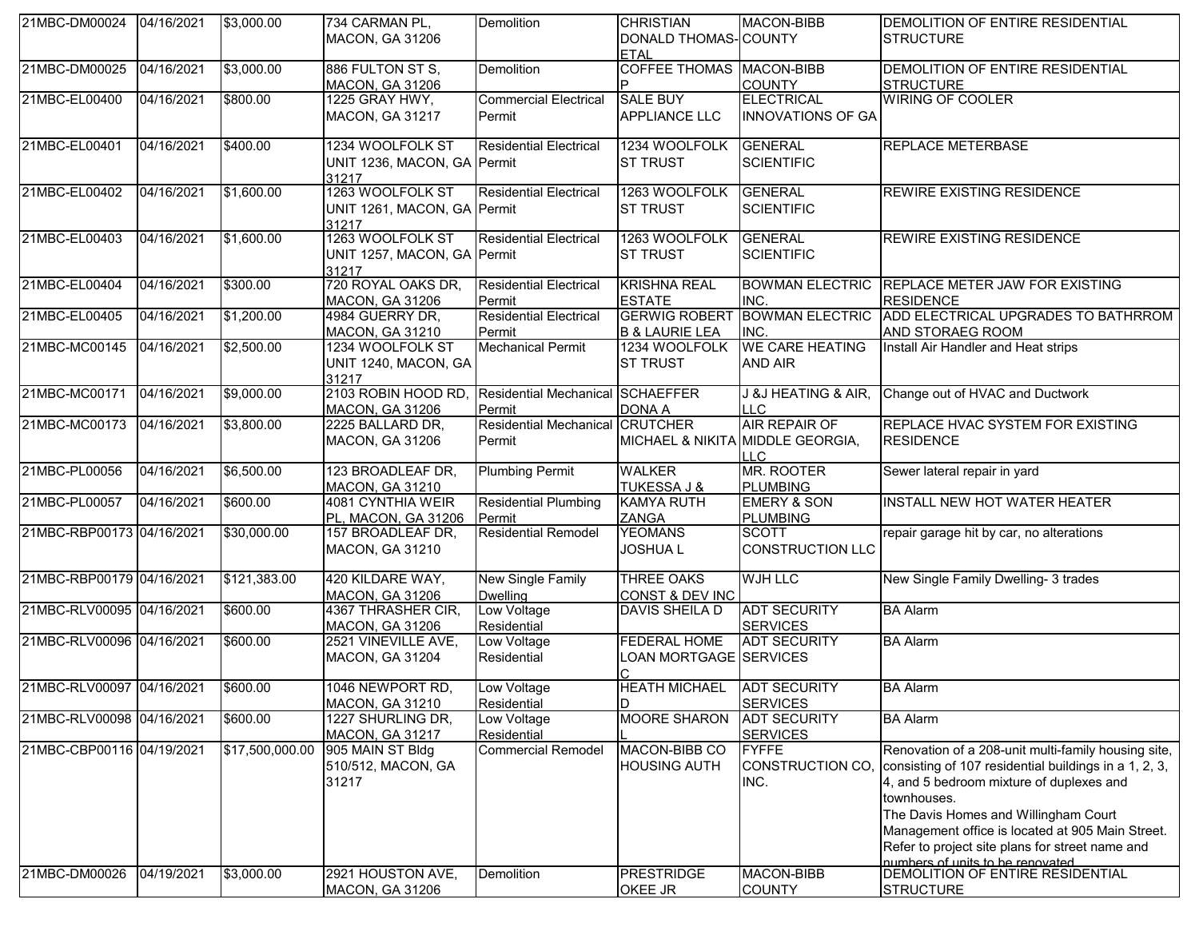| 21MBC-DM00024 | 04/16/2021 | $3,000.00 | 734 CARMAN PL, MACON, GA 31206 | Demolition | CHRISTIAN DONALD THOMAS-ETAL | MACON-BIBB COUNTY | DEMOLITION OF ENTIRE RESIDENTIAL STRUCTURE |
|---|---|---|---|---|---|---|---|
| 21MBC-DM00025 | 04/16/2021 | $3,000.00 | 886 FULTON ST S, MACON, GA 31206 | Demolition | COFFEE THOMAS P | MACON-BIBB COUNTY | DEMOLITION OF ENTIRE RESIDENTIAL STRUCTURE |
| 21MBC-EL00400 | 04/16/2021 | $800.00 | 1225 GRAY HWY, MACON, GA 31217 | Commercial Electrical Permit | SALE BUY APPLIANCE LLC | ELECTRICAL INNOVATIONS OF GA | WIRING OF COOLER |
| 21MBC-EL00401 | 04/16/2021 | $400.00 | 1234 WOOLFOLK ST UNIT 1236, MACON, GA 31217 | Residential Electrical Permit | 1234 WOOLFOLK ST TRUST | GENERAL SCIENTIFIC | REPLACE METERBASE |
| 21MBC-EL00402 | 04/16/2021 | $1,600.00 | 1263 WOOLFOLK ST UNIT 1261, MACON, GA 31217 | Residential Electrical Permit | 1263 WOOLFOLK ST TRUST | GENERAL SCIENTIFIC | REWIRE EXISTING RESIDENCE |
| 21MBC-EL00403 | 04/16/2021 | $1,600.00 | 1263 WOOLFOLK ST UNIT 1257, MACON, GA 31217 | Residential Electrical Permit | 1263 WOOLFOLK ST TRUST | GENERAL SCIENTIFIC | REWIRE EXISTING RESIDENCE |
| 21MBC-EL00404 | 04/16/2021 | $300.00 | 720 ROYAL OAKS DR, MACON, GA 31206 | Residential Electrical Permit | KRISHNA REAL ESTATE | BOWMAN ELECTRIC INC. | REPLACE METER JAW FOR EXISTING RESIDENCE |
| 21MBC-EL00405 | 04/16/2021 | $1,200.00 | 4984 GUERRY DR, MACON, GA 31210 | Residential Electrical Permit | GERWIG ROBERT B & LAURIE LEA | BOWMAN ELECTRIC INC. | ADD ELECTRICAL UPGRADES TO BATHRROM AND STORAEG ROOM |
| 21MBC-MC00145 | 04/16/2021 | $2,500.00 | 1234 WOOLFOLK ST UNIT 1240, MACON, GA 31217 | Mechanical Permit | 1234 WOOLFOLK ST TRUST | WE CARE HEATING AND AIR | Install Air Handler and Heat strips |
| 21MBC-MC00171 | 04/16/2021 | $9,000.00 | 2103 ROBIN HOOD RD, MACON, GA 31206 | Residential Mechanical Permit | SCHAEFFER DONA A | J &J HEATING & AIR, LLC | Change out of HVAC and Ductwork |
| 21MBC-MC00173 | 04/16/2021 | $3,800.00 | 2225 BALLARD DR, MACON, GA 31206 | Residential Mechanical Permit | CRUTCHER MICHAEL & NIKITA | AIR REPAIR OF MIDDLE GEORGIA, LLC | REPLACE HVAC SYSTEM FOR EXISTING RESIDENCE |
| 21MBC-PL00056 | 04/16/2021 | $6,500.00 | 123 BROADLEAF DR, MACON, GA 31210 | Plumbing Permit | WALKER TUKESSA J & | MR. ROOTER PLUMBING | Sewer lateral repair in yard |
| 21MBC-PL00057 | 04/16/2021 | $600.00 | 4081 CYNTHIA WEIR PL, MACON, GA 31206 | Residential Plumbing Permit | KAMYA RUTH ZANGA | EMERY & SON PLUMBING | INSTALL NEW HOT WATER HEATER |
| 21MBC-RBP00173 | 04/16/2021 | $30,000.00 | 157 BROADLEAF DR, MACON, GA 31210 | Residential Remodel | YEOMANS JOSHUA L | SCOTT CONSTRUCTION LLC | repair garage hit by car, no alterations |
| 21MBC-RBP00179 | 04/16/2021 | $121,383.00 | 420 KILDARE WAY, MACON, GA 31206 | New Single Family Dwelling | THREE OAKS CONST & DEV INC | WJH LLC | New Single Family Dwelling- 3 trades |
| 21MBC-RLV00095 | 04/16/2021 | $600.00 | 4367 THRASHER CIR, MACON, GA 31206 | Low Voltage Residential | DAVIS SHEILA D | ADT SECURITY SERVICES | BA Alarm |
| 21MBC-RLV00096 | 04/16/2021 | $600.00 | 2521 VINEVILLE AVE, MACON, GA 31204 | Low Voltage Residential | FEDERAL HOME LOAN MORTGAGE C | ADT SECURITY SERVICES | BA Alarm |
| 21MBC-RLV00097 | 04/16/2021 | $600.00 | 1046 NEWPORT RD, MACON, GA 31210 | Low Voltage Residential | HEATH MICHAEL D | ADT SECURITY SERVICES | BA Alarm |
| 21MBC-RLV00098 | 04/16/2021 | $600.00 | 1227 SHURLING DR, MACON, GA 31217 | Low Voltage Residential | MOORE SHARON L | ADT SECURITY SERVICES | BA Alarm |
| 21MBC-CBP00116 | 04/19/2021 | $17,500,000.00 | 905 MAIN ST Bldg 510/512, MACON, GA 31217 | Commercial Remodel | MACON-BIBB CO HOUSING AUTH | FYFFE CONSTRUCTION CO, INC. | Renovation of a 208-unit multi-family housing site, consisting of 107 residential buildings in a 1, 2, 3, 4, and 5 bedroom mixture of duplexes and townhouses. The Davis Homes and Willingham Court Management office is located at 905 Main Street. Refer to project site plans for street name and numbers of units to be renovated. |
| 21MBC-DM00026 | 04/19/2021 | $3,000.00 | 2921 HOUSTON AVE, MACON, GA 31206 | Demolition | PRESTRIDGE OKEE JR | MACON-BIBB COUNTY | DEMOLITION OF ENTIRE RESIDENTIAL STRUCTURE |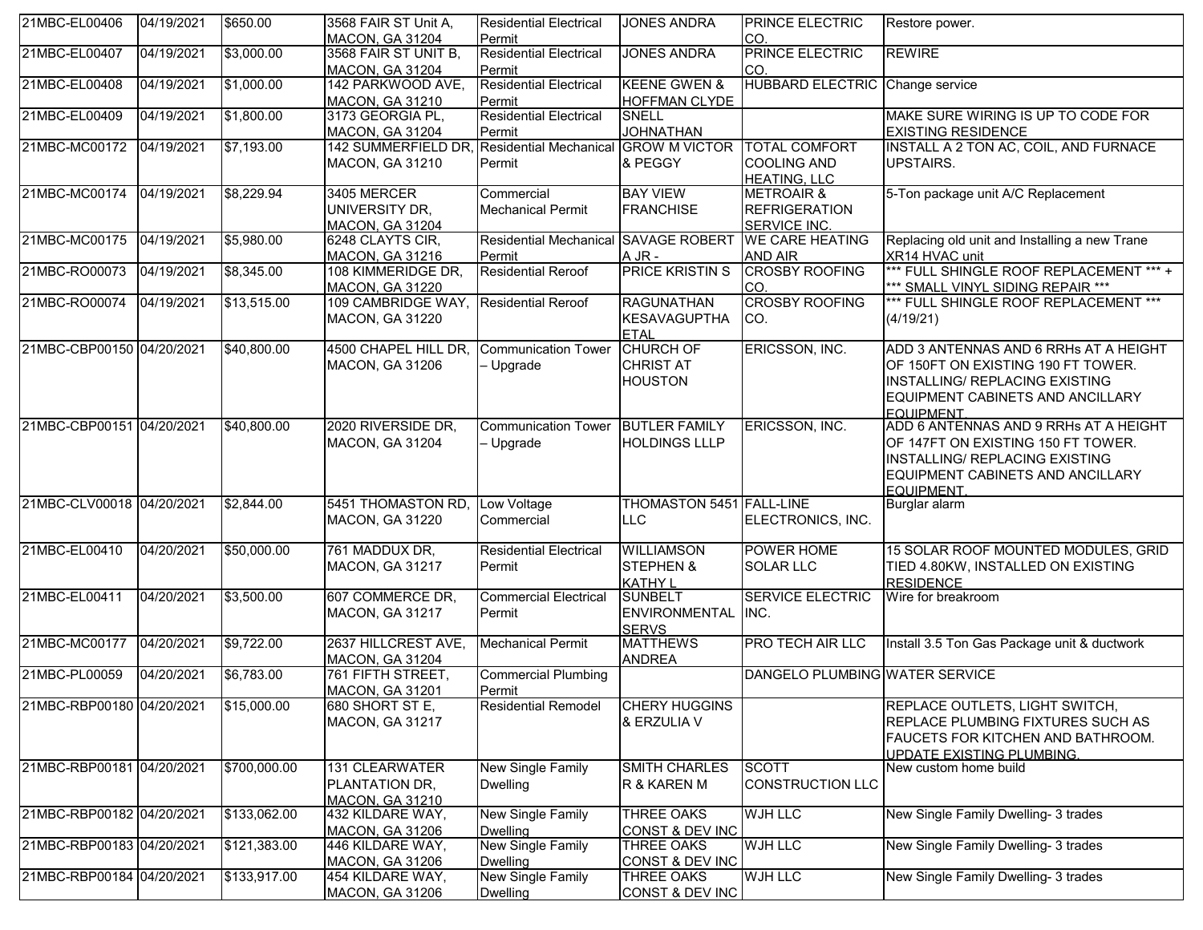| 21MBC-EL00406 | 04/19/2021 | $650.00 | 3568 FAIR ST Unit A, MACON, GA 31204 | Residential Electrical Permit | JONES ANDRA | PRINCE ELECTRIC CO. | Restore power. |
|---|---|---|---|---|---|---|---|
| 21MBC-EL00407 | 04/19/2021 | $3,000.00 | 3568 FAIR ST UNIT B, MACON, GA 31204 | Residential Electrical Permit | JONES ANDRA | PRINCE ELECTRIC CO. | REWIRE |
| 21MBC-EL00408 | 04/19/2021 | $1,000.00 | 142 PARKWOOD AVE, MACON, GA 31210 | Residential Electrical Permit | KEENE GWEN & HOFFMAN CLYDE | HUBBARD ELECTRIC | Change service |
| 21MBC-EL00409 | 04/19/2021 | $1,800.00 | 3173 GEORGIA PL, MACON, GA 31204 | Residential Electrical Permit | SNELL JOHNATHAN | | MAKE SURE WIRING IS UP TO CODE FOR EXISTING RESIDENCE |
| 21MBC-MC00172 | 04/19/2021 | $7,193.00 | 142 SUMMERFIELD DR, MACON, GA 31210 | Residential Mechanical Permit | GROW M VICTOR & PEGGY | TOTAL COMFORT COOLING AND HEATING, LLC | INSTALL A 2 TON AC, COIL, AND FURNACE UPSTAIRS. |
| 21MBC-MC00174 | 04/19/2021 | $8,229.94 | 3405 MERCER UNIVERSITY DR, MACON, GA 31204 | Commercial Mechanical Permit | BAY VIEW FRANCHISE | METROAIR & REFRIGERATION SERVICE INC. | 5-Ton package unit A/C Replacement |
| 21MBC-MC00175 | 04/19/2021 | $5,980.00 | 6248 CLAYTS CIR, MACON, GA 31216 | Residential Mechanical Permit | SAVAGE ROBERT A JR - | WE CARE HEATING AND AIR | Replacing old unit and Installing a new Trane XR14 HVAC unit |
| 21MBC-RO00073 | 04/19/2021 | $8,345.00 | 108 KIMMERIDGE DR, MACON, GA 31220 | Residential Reroof | PRICE KRISTIN S | CROSBY ROOFING CO. | *** FULL SHINGLE ROOF REPLACEMENT *** + *** SMALL VINYL SIDING REPAIR *** |
| 21MBC-RO00074 | 04/19/2021 | $13,515.00 | 109 CAMBRIDGE WAY, MACON, GA 31220 | Residential Reroof | RAGUNATHAN KESAVAGUPTHA ETAL | CROSBY ROOFING CO. | *** FULL SHINGLE ROOF REPLACEMENT *** (4/19/21) |
| 21MBC-CBP00150 | 04/20/2021 | $40,800.00 | 4500 CHAPEL HILL DR, MACON, GA 31206 | Communication Tower – Upgrade | CHURCH OF CHRIST AT HOUSTON | ERICSSON, INC. | ADD 3 ANTENNAS AND 6 RRHs AT A HEIGHT OF 150FT ON EXISTING 190 FT TOWER. INSTALLING/ REPLACING EXISTING EQUIPMENT CABINETS AND ANCILLARY EQUIPMENT |
| 21MBC-CBP00151 | 04/20/2021 | $40,800.00 | 2020 RIVERSIDE DR, MACON, GA 31204 | Communication Tower – Upgrade | BUTLER FAMILY HOLDINGS LLLP | ERICSSON, INC. | ADD 6 ANTENNAS AND 9 RRHs AT A HEIGHT OF 147FT ON EXISTING 150 FT TOWER. INSTALLING/ REPLACING EXISTING EQUIPMENT CABINETS AND ANCILLARY EQUIPMENT. |
| 21MBC-CLV00018 | 04/20/2021 | $2,844.00 | 5451 THOMASTON RD, MACON, GA 31220 | Low Voltage Commercial | THOMASTON 5451 LLC | FALL-LINE ELECTRONICS, INC. | Burglar alarm |
| 21MBC-EL00410 | 04/20/2021 | $50,000.00 | 761 MADDUX DR, MACON, GA 31217 | Residential Electrical Permit | WILLIAMSON STEPHEN & KATHY L | POWER HOME SOLAR LLC | 15 SOLAR ROOF MOUNTED MODULES, GRID TIED 4.80KW, INSTALLED ON EXISTING RESIDENCE |
| 21MBC-EL00411 | 04/20/2021 | $3,500.00 | 607 COMMERCE DR, MACON, GA 31217 | Commercial Electrical Permit | SUNBELT ENVIRONMENTAL SERVS | SERVICE ELECTRIC INC. | Wire for breakroom |
| 21MBC-MC00177 | 04/20/2021 | $9,722.00 | 2637 HILLCREST AVE, MACON, GA 31204 | Mechanical Permit | MATTHEWS ANDREA | PRO TECH AIR LLC | Install 3.5 Ton Gas Package unit & ductwork |
| 21MBC-PL00059 | 04/20/2021 | $6,783.00 | 761 FIFTH STREET, MACON, GA 31201 | Commercial Plumbing Permit | | DANGELO PLUMBING | WATER SERVICE |
| 21MBC-RBP00180 | 04/20/2021 | $15,000.00 | 680 SHORT ST E, MACON, GA 31217 | Residential Remodel | CHERY HUGGINS & ERZULIA V | | REPLACE OUTLETS, LIGHT SWITCH, REPLACE PLUMBING FIXTURES SUCH AS FAUCETS FOR KITCHEN AND BATHROOM. UPDATE EXISTING PLUMBING. |
| 21MBC-RBP00181 | 04/20/2021 | $700,000.00 | 131 CLEARWATER PLANTATION DR, MACON, GA 31210 | New Single Family Dwelling | SMITH CHARLES R & KAREN M | SCOTT CONSTRUCTION LLC | New custom home build |
| 21MBC-RBP00182 | 04/20/2021 | $133,062.00 | 432 KILDARE WAY, MACON, GA 31206 | New Single Family Dwelling | THREE OAKS CONST & DEV INC | WJH LLC | New Single Family Dwelling- 3 trades |
| 21MBC-RBP00183 | 04/20/2021 | $121,383.00 | 446 KILDARE WAY, MACON, GA 31206 | New Single Family Dwelling | THREE OAKS CONST & DEV INC | WJH LLC | New Single Family Dwelling- 3 trades |
| 21MBC-RBP00184 | 04/20/2021 | $133,917.00 | 454 KILDARE WAY, MACON, GA 31206 | New Single Family Dwelling | THREE OAKS CONST & DEV INC | WJH LLC | New Single Family Dwelling- 3 trades |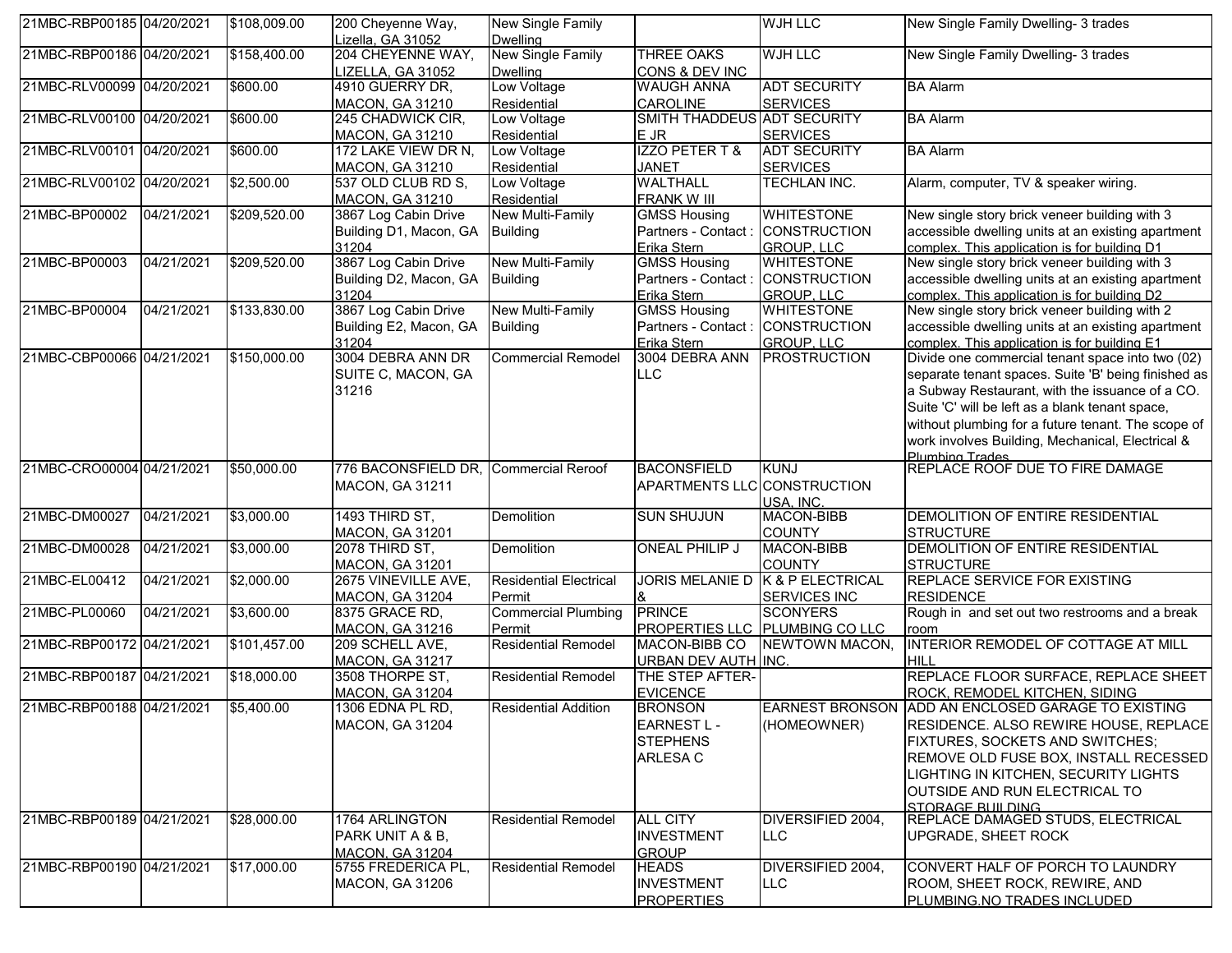| 21MBC-RBP00185 | 04/20/2021 | $108,009.00 | 200 Cheyenne Way, Lizella, GA 31052 | New Single Family Dwelling | | WJH LLC | New Single Family Dwelling- 3 trades |
|---|---|---|---|---|---|---|---|
| 21MBC-RBP00186 | 04/20/2021 | $158,400.00 | 204 CHEYENNE WAY, LIZELLA, GA 31052 | New Single Family Dwelling | THREE OAKS CONS & DEV INC | WJH LLC | New Single Family Dwelling- 3 trades |
| 21MBC-RLV00099 | 04/20/2021 | $600.00 | 4910 GUERRY DR, MACON, GA 31210 | Low Voltage Residential | WAUGH ANNA CAROLINE | ADT SECURITY SERVICES | BA Alarm |
| 21MBC-RLV00100 | 04/20/2021 | $600.00 | 245 CHADWICK CIR, MACON, GA 31210 | Low Voltage Residential | SMITH THADDEUS E JR | ADT SECURITY SERVICES | BA Alarm |
| 21MBC-RLV00101 | 04/20/2021 | $600.00 | 172 LAKE VIEW DR N, MACON, GA 31210 | Low Voltage Residential | IZZO PETER T & JANET | ADT SECURITY SERVICES | BA Alarm |
| 21MBC-RLV00102 | 04/20/2021 | $2,500.00 | 537 OLD CLUB RD S, MACON, GA 31210 | Low Voltage Residential | WALTHALL FRANK W III | TECHLAN INC. | Alarm, computer, TV & speaker wiring. |
| 21MBC-BP00002 | 04/21/2021 | $209,520.00 | 3867 Log Cabin Drive Building D1, Macon, GA 31204 | New Multi-Family Building | GMSS Housing Partners - Contact : Erika Stern | WHITESTONE CONSTRUCTION GROUP, LLC | New single story brick veneer building with 3 accessible dwelling units at an existing apartment complex. This application is for building D1 |
| 21MBC-BP00003 | 04/21/2021 | $209,520.00 | 3867 Log Cabin Drive Building D2, Macon, GA 31204 | New Multi-Family Building | GMSS Housing Partners - Contact : Erika Stern | WHITESTONE CONSTRUCTION GROUP, LLC | New single story brick veneer building with 3 accessible dwelling units at an existing apartment complex. This application is for building D2 |
| 21MBC-BP00004 | 04/21/2021 | $133,830.00 | 3867 Log Cabin Drive Building E2, Macon, GA 31204 | New Multi-Family Building | GMSS Housing Partners - Contact : Erika Stern | WHITESTONE CONSTRUCTION GROUP, LLC | New single story brick veneer building with 2 accessible dwelling units at an existing apartment complex. This application is for building E1 |
| 21MBC-CBP00066 | 04/21/2021 | $150,000.00 | 3004 DEBRA ANN DR SUITE C, MACON, GA 31216 | Commercial Remodel | 3004 DEBRA ANN LLC | PROSTRUCTION | Divide one commercial tenant space into two (02) separate tenant spaces. Suite 'B' being finished as a Subway Restaurant, with the issuance of a CO. Suite 'C' will be left as a blank tenant space, without plumbing for a future tenant. The scope of work involves Building, Mechanical, Electrical & Plumbing Trades. |
| 21MBC-CRO00004 | 04/21/2021 | $50,000.00 | 776 BACONSFIELD DR, MACON, GA 31211 | Commercial Reroof | BACONSFIELD APARTMENTS LLC | KUNJ CONSTRUCTION USA, INC. | REPLACE ROOF DUE TO FIRE DAMAGE |
| 21MBC-DM00027 | 04/21/2021 | $3,000.00 | 1493 THIRD ST, MACON, GA 31201 | Demolition | SUN SHUJUN | MACON-BIBB COUNTY | DEMOLITION OF ENTIRE RESIDENTIAL STRUCTURE |
| 21MBC-DM00028 | 04/21/2021 | $3,000.00 | 2078 THIRD ST, MACON, GA 31201 | Demolition | ONEAL PHILIP J | MACON-BIBB COUNTY | DEMOLITION OF ENTIRE RESIDENTIAL STRUCTURE |
| 21MBC-EL00412 | 04/21/2021 | $2,000.00 | 2675 VINEVILLE AVE, MACON, GA 31204 | Residential Electrical Permit | JORIS MELANIE D & | K & P ELECTRICAL SERVICES INC | REPLACE SERVICE FOR EXISTING RESIDENCE |
| 21MBC-PL00060 | 04/21/2021 | $3,600.00 | 8375 GRACE RD, MACON, GA 31216 | Commercial Plumbing Permit | PRINCE PROPERTIES LLC | SCONYERS PLUMBING CO LLC | Rough in and set out two restrooms and a break room |
| 21MBC-RBP00172 | 04/21/2021 | $101,457.00 | 209 SCHELL AVE, MACON, GA 31217 | Residential Remodel | MACON-BIBB CO URBAN DEV AUTH | NEWTOWN MACON, INC. | INTERIOR REMODEL OF COTTAGE AT MILL HILL |
| 21MBC-RBP00187 | 04/21/2021 | $18,000.00 | 3508 THORPE ST, MACON, GA 31204 | Residential Remodel | THE STEP AFTER-EVICENCE | | REPLACE FLOOR SURFACE, REPLACE SHEET ROCK, REMODEL KITCHEN, SIDING |
| 21MBC-RBP00188 | 04/21/2021 | $5,400.00 | 1306 EDNA PL RD, MACON, GA 31204 | Residential Addition | BRONSON EARNEST L - STEPHENS ARLESA C | EARNEST BRONSON (HOMEOWNER) | ADD AN ENCLOSED GARAGE TO EXISTING RESIDENCE. ALSO REWIRE HOUSE, REPLACE FIXTURES, SOCKETS AND SWITCHES; REMOVE OLD FUSE BOX, INSTALL RECESSED LIGHTING IN KITCHEN, SECURITY LIGHTS OUTSIDE AND RUN ELECTRICAL TO STORAGE BUILDING |
| 21MBC-RBP00189 | 04/21/2021 | $28,000.00 | 1764 ARLINGTON PARK UNIT A & B, MACON, GA 31204 | Residential Remodel | ALL CITY INVESTMENT GROUP | DIVERSIFIED 2004, LLC | REPLACE DAMAGED STUDS, ELECTRICAL UPGRADE, SHEET ROCK |
| 21MBC-RBP00190 | 04/21/2021 | $17,000.00 | 5755 FREDERICA PL, MACON, GA 31206 | Residential Remodel | HEADS INVESTMENT PROPERTIES | DIVERSIFIED 2004, LLC | CONVERT HALF OF PORCH TO LAUNDRY ROOM, SHEET ROCK, REWIRE, AND PLUMBING.NO TRADES INCLUDED |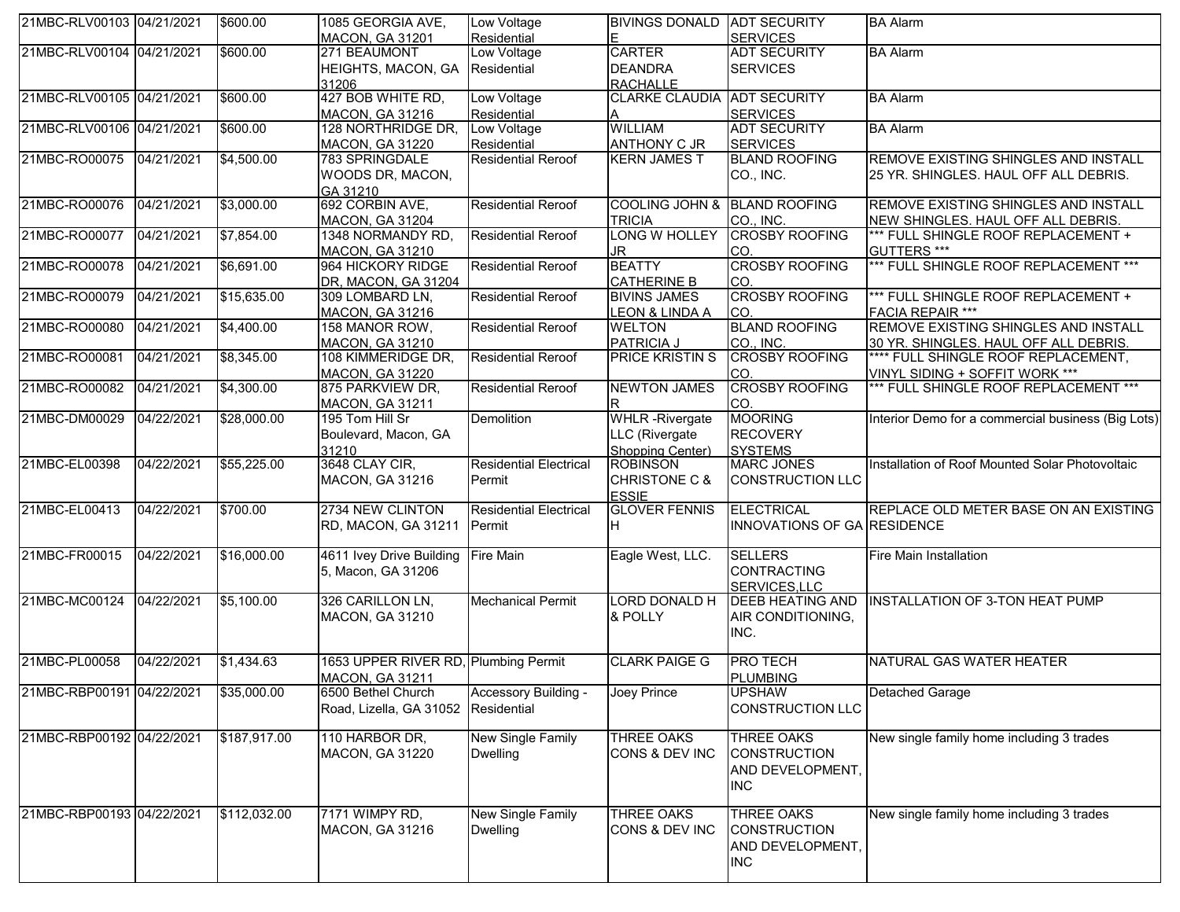| 21MBC-RLV00103 | 04/21/2021 | $600.00 | 1085 GEORGIA AVE, MACON, GA 31201 | Low Voltage Residential | BIVINGS DONALD E | ADT SECURITY SERVICES | BA Alarm |
|---|---|---|---|---|---|---|---|
| 21MBC-RLV00104 | 04/21/2021 | $600.00 | 271 BEAUMONT HEIGHTS, MACON, GA 31206 | Low Voltage Residential | CARTER DEANDRA RACHALLE | ADT SECURITY SERVICES | BA Alarm |
| 21MBC-RLV00105 | 04/21/2021 | $600.00 | 427 BOB WHITE RD, MACON, GA 31216 | Low Voltage Residential | CLARKE CLAUDIA A | ADT SECURITY SERVICES | BA Alarm |
| 21MBC-RLV00106 | 04/21/2021 | $600.00 | 128 NORTHRIDGE DR, MACON, GA 31220 | Low Voltage Residential | WILLIAM ANTHONY C JR | ADT SECURITY SERVICES | BA Alarm |
| 21MBC-RO00075 | 04/21/2021 | $4,500.00 | 783 SPRINGDALE WOODS DR, MACON, GA 31210 | Residential Reroof | KERN JAMES T | BLAND ROOFING CO., INC. | REMOVE EXISTING SHINGLES AND INSTALL 25 YR. SHINGLES. HAUL OFF ALL DEBRIS. |
| 21MBC-RO00076 | 04/21/2021 | $3,000.00 | 692 CORBIN AVE, MACON, GA 31204 | Residential Reroof | COOLING JOHN & TRICIA | BLAND ROOFING CO., INC. | REMOVE EXISTING SHINGLES AND INSTALL NEW SHINGLES. HAUL OFF ALL DEBRIS. |
| 21MBC-RO00077 | 04/21/2021 | $7,854.00 | 1348 NORMANDY RD, MACON, GA 31210 | Residential Reroof | LONG W HOLLEY JR | CROSBY ROOFING CO. | *** FULL SHINGLE ROOF REPLACEMENT + GUTTERS *** |
| 21MBC-RO00078 | 04/21/2021 | $6,691.00 | 964 HICKORY RIDGE DR, MACON, GA 31204 | Residential Reroof | BEATTY CATHERINE B | CROSBY ROOFING CO. | *** FULL SHINGLE ROOF REPLACEMENT *** |
| 21MBC-RO00079 | 04/21/2021 | $15,635.00 | 309 LOMBARD LN, MACON, GA 31216 | Residential Reroof | BIVINS JAMES LEON & LINDA A | CROSBY ROOFING CO. | *** FULL SHINGLE ROOF REPLACEMENT + FACIA REPAIR *** |
| 21MBC-RO00080 | 04/21/2021 | $4,400.00 | 158 MANOR ROW, MACON, GA 31210 | Residential Reroof | WELTON PATRICIA J | BLAND ROOFING CO., INC. | REMOVE EXISTING SHINGLES AND INSTALL 30 YR. SHINGLES. HAUL OFF ALL DEBRIS. |
| 21MBC-RO00081 | 04/21/2021 | $8,345.00 | 108 KIMMERIDGE DR, MACON, GA 31220 | Residential Reroof | PRICE KRISTIN S | CROSBY ROOFING CO. | **** FULL SHINGLE ROOF REPLACEMENT, VINYL SIDING + SOFFIT WORK *** |
| 21MBC-RO00082 | 04/21/2021 | $4,300.00 | 875 PARKVIEW DR, MACON, GA 31211 | Residential Reroof | NEWTON JAMES R | CROSBY ROOFING CO. | *** FULL SHINGLE ROOF REPLACEMENT *** |
| 21MBC-DM00029 | 04/22/2021 | $28,000.00 | 195 Tom Hill Sr Boulevard, Macon, GA 31210 | Demolition | WHLR -Rivergate LLC (Rivergate Shopping Center) | MOORING RECOVERY SYSTEMS | Interior Demo for a commercial business (Big Lots) |
| 21MBC-EL00398 | 04/22/2021 | $55,225.00 | 3648 CLAY CIR, MACON, GA 31216 | Residential Electrical Permit | ROBINSON CHRISTONE C & ESSIE | MARC JONES CONSTRUCTION LLC | Installation of Roof Mounted Solar Photovoltaic |
| 21MBC-EL00413 | 04/22/2021 | $700.00 | 2734 NEW CLINTON RD, MACON, GA 31211 | Residential Electrical Permit | GLOVER FENNIS H | ELECTRICAL INNOVATIONS OF GA | REPLACE OLD METER BASE ON AN EXISTING RESIDENCE |
| 21MBC-FR00015 | 04/22/2021 | $16,000.00 | 4611 Ivey Drive Building 5, Macon, GA 31206 | Fire Main | Eagle West, LLC. | SELLERS CONTRACTING SERVICES,LLC | Fire Main Installation |
| 21MBC-MC00124 | 04/22/2021 | $5,100.00 | 326 CARILLON LN, MACON, GA 31210 | Mechanical Permit | LORD DONALD H & POLLY | DEEB HEATING AND AIR CONDITIONING, INC. | INSTALLATION OF 3-TON HEAT PUMP |
| 21MBC-PL00058 | 04/22/2021 | $1,434.63 | 1653 UPPER RIVER RD, MACON, GA 31211 | Plumbing Permit | CLARK PAIGE G | PRO TECH PLUMBING | NATURAL GAS WATER HEATER |
| 21MBC-RBP00191 | 04/22/2021 | $35,000.00 | 6500 Bethel Church Road, Lizella, GA 31052 | Accessory Building - Residential | Joey Prince | UPSHAW CONSTRUCTION LLC | Detached Garage |
| 21MBC-RBP00192 | 04/22/2021 | $187,917.00 | 110 HARBOR DR, MACON, GA 31220 | New Single Family Dwelling | THREE OAKS CONS & DEV INC | THREE OAKS CONSTRUCTION AND DEVELOPMENT, INC | New single family home including 3 trades |
| 21MBC-RBP00193 | 04/22/2021 | $112,032.00 | 7171 WIMPY RD, MACON, GA 31216 | New Single Family Dwelling | THREE OAKS CONS & DEV INC | THREE OAKS CONSTRUCTION AND DEVELOPMENT, INC | New single family home including 3 trades |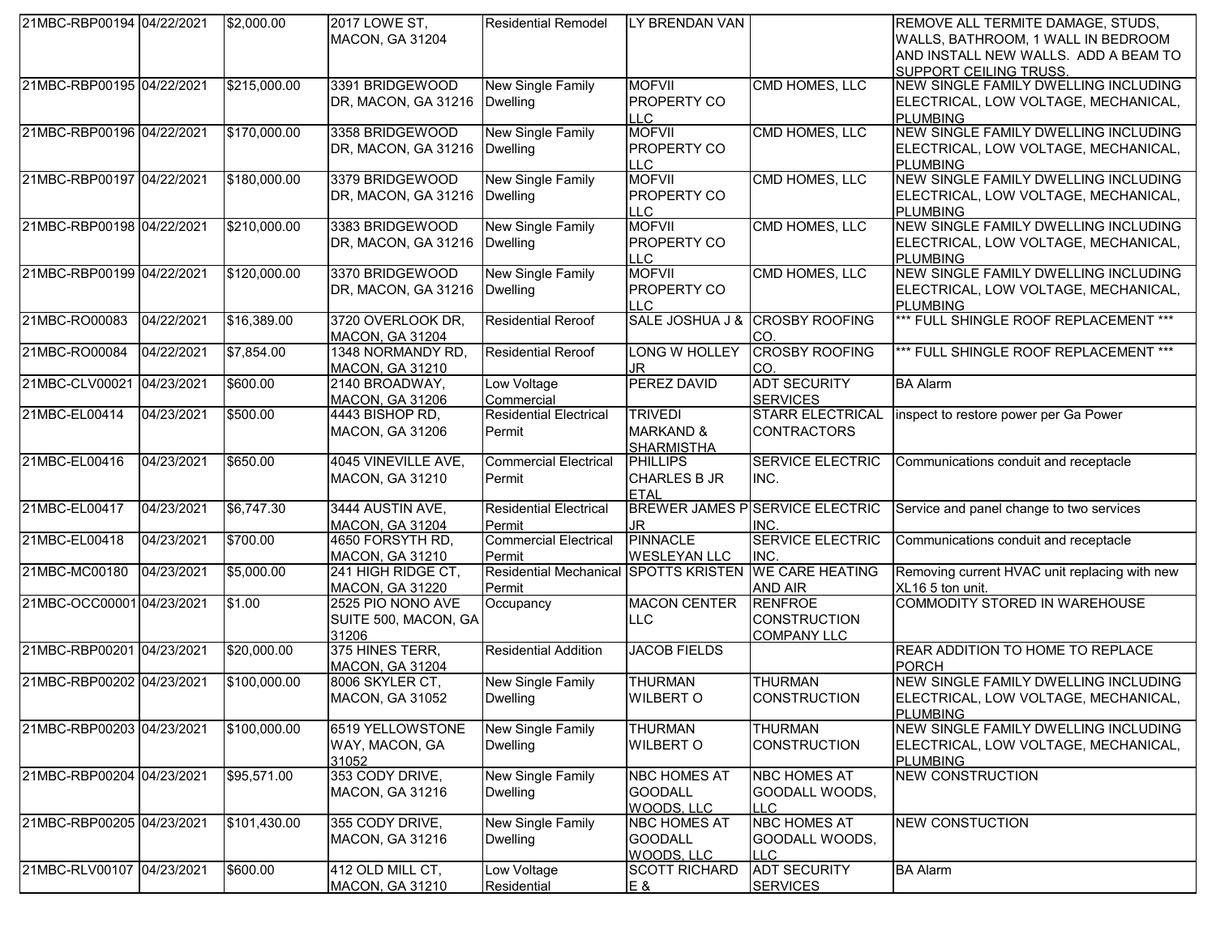| | | | | | | | |
|---|---|---|---|---|---|---|---|
| 21MBC-RBP00194 | 04/22/2021 | $2,000.00 | 2017 LOWE ST, MACON, GA 31204 | Residential Remodel | LY BRENDAN VAN | | REMOVE ALL TERMITE DAMAGE, STUDS, WALLS, BATHROOM, 1 WALL IN BEDROOM AND INSTALL NEW WALLS. ADD A BEAM TO SUPPORT CEILING TRUSS. |
| 21MBC-RBP00195 | 04/22/2021 | $215,000.00 | 3391 BRIDGEWOOD DR, MACON, GA 31216 | New Single Family Dwelling | MOFVII PROPERTY CO LLC | CMD HOMES, LLC | NEW SINGLE FAMILY DWELLING INCLUDING ELECTRICAL, LOW VOLTAGE, MECHANICAL, PLUMBING |
| 21MBC-RBP00196 | 04/22/2021 | $170,000.00 | 3358 BRIDGEWOOD DR, MACON, GA 31216 | New Single Family Dwelling | MOFVII PROPERTY CO LLC | CMD HOMES, LLC | NEW SINGLE FAMILY DWELLING INCLUDING ELECTRICAL, LOW VOLTAGE, MECHANICAL, PLUMBING |
| 21MBC-RBP00197 | 04/22/2021 | $180,000.00 | 3379 BRIDGEWOOD DR, MACON, GA 31216 | New Single Family Dwelling | MOFVII PROPERTY CO LLC | CMD HOMES, LLC | NEW SINGLE FAMILY DWELLING INCLUDING ELECTRICAL, LOW VOLTAGE, MECHANICAL, PLUMBING |
| 21MBC-RBP00198 | 04/22/2021 | $210,000.00 | 3383 BRIDGEWOOD DR, MACON, GA 31216 | New Single Family Dwelling | MOFVII PROPERTY CO LLC | CMD HOMES, LLC | NEW SINGLE FAMILY DWELLING INCLUDING ELECTRICAL, LOW VOLTAGE, MECHANICAL, PLUMBING |
| 21MBC-RBP00199 | 04/22/2021 | $120,000.00 | 3370 BRIDGEWOOD DR, MACON, GA 31216 | New Single Family Dwelling | MOFVII PROPERTY CO LLC | CMD HOMES, LLC | NEW SINGLE FAMILY DWELLING INCLUDING ELECTRICAL, LOW VOLTAGE, MECHANICAL, PLUMBING |
| 21MBC-RO00083 | 04/22/2021 | $16,389.00 | 3720 OVERLOOK DR, MACON, GA 31204 | Residential Reroof | SALE JOSHUA J & | CROSBY ROOFING CO. | *** FULL SHINGLE ROOF REPLACEMENT *** |
| 21MBC-RO00084 | 04/22/2021 | $7,854.00 | 1348 NORMANDY RD, MACON, GA 31210 | Residential Reroof | LONG W HOLLEY JR | CROSBY ROOFING CO. | *** FULL SHINGLE ROOF REPLACEMENT *** |
| 21MBC-CLV00021 | 04/23/2021 | $600.00 | 2140 BROADWAY, MACON, GA 31206 | Low Voltage Commercial | PEREZ DAVID | ADT SECURITY SERVICES | BA Alarm |
| 21MBC-EL00414 | 04/23/2021 | $500.00 | 4443 BISHOP RD, MACON, GA 31206 | Residential Electrical Permit | TRIVEDI MARKAND & SHARMISTHA | STARR ELECTRICAL CONTRACTORS | inspect to restore power per Ga Power |
| 21MBC-EL00416 | 04/23/2021 | $650.00 | 4045 VINEVILLE AVE, MACON, GA 31210 | Commercial Electrical Permit | PHILLIPS CHARLES B JR ETAL | SERVICE ELECTRIC INC. | Communications conduit and receptacle |
| 21MBC-EL00417 | 04/23/2021 | $6,747.30 | 3444 AUSTIN AVE, MACON, GA 31204 | Residential Electrical Permit | BREWER JAMES P JR | SERVICE ELECTRIC INC. | Service and panel change to two services |
| 21MBC-EL00418 | 04/23/2021 | $700.00 | 4650 FORSYTH RD, MACON, GA 31210 | Commercial Electrical Permit | PINNACLE WESLEYAN LLC | SERVICE ELECTRIC INC. | Communications conduit and receptacle |
| 21MBC-MC00180 | 04/23/2021 | $5,000.00 | 241 HIGH RIDGE CT, MACON, GA 31220 | Residential Mechanical Permit | SPOTTS KRISTEN | WE CARE HEATING AND AIR | Removing current HVAC unit replacing with new XL16 5 ton unit. |
| 21MBC-OCC00001 | 04/23/2021 | $1.00 | 2525 PIO NONO AVE SUITE 500, MACON, GA 31206 | Occupancy | MACON CENTER LLC | RENFROE CONSTRUCTION COMPANY LLC | COMMODITY STORED IN WAREHOUSE |
| 21MBC-RBP00201 | 04/23/2021 | $20,000.00 | 375 HINES TERR, MACON, GA 31204 | Residential Addition | JACOB FIELDS | | REAR ADDITION TO HOME TO REPLACE PORCH |
| 21MBC-RBP00202 | 04/23/2021 | $100,000.00 | 8006 SKYLER CT, MACON, GA 31052 | New Single Family Dwelling | THURMAN WILBERT O | THURMAN CONSTRUCTION | NEW SINGLE FAMILY DWELLING INCLUDING ELECTRICAL, LOW VOLTAGE, MECHANICAL, PLUMBING |
| 21MBC-RBP00203 | 04/23/2021 | $100,000.00 | 6519 YELLOWSTONE WAY, MACON, GA 31052 | New Single Family Dwelling | THURMAN WILBERT O | THURMAN CONSTRUCTION | NEW SINGLE FAMILY DWELLING INCLUDING ELECTRICAL, LOW VOLTAGE, MECHANICAL, PLUMBING |
| 21MBC-RBP00204 | 04/23/2021 | $95,571.00 | 353 CODY DRIVE, MACON, GA 31216 | New Single Family Dwelling | NBC HOMES AT GOODALL WOODS, LLC | NBC HOMES AT GOODALL WOODS, LLC | NEW CONSTRUCTION |
| 21MBC-RBP00205 | 04/23/2021 | $101,430.00 | 355 CODY DRIVE, MACON, GA 31216 | New Single Family Dwelling | NBC HOMES AT GOODALL WOODS, LLC | NBC HOMES AT GOODALL WOODS, LLC | NEW CONSTUCTION |
| 21MBC-RLV00107 | 04/23/2021 | $600.00 | 412 OLD MILL CT, MACON, GA 31210 | Low Voltage Residential | SCOTT RICHARD E & | ADT SECURITY SERVICES | BA Alarm |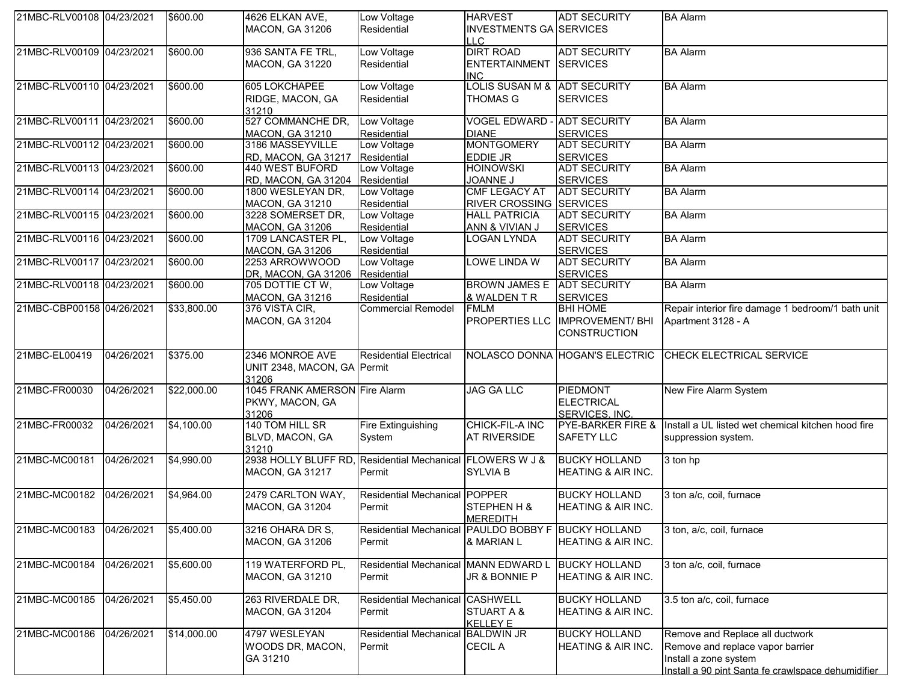| | | | | | | | | |
|---|---|---|---|---|---|---|---|---|
| 21MBC-RLV00108 | 04/23/2021 | $600.00 | 4626 ELKAN AVE, MACON, GA 31206 | Low Voltage Residential | HARVEST INVESTMENTS GA LLC | ADT SECURITY SERVICES | BA Alarm |
| 21MBC-RLV00109 | 04/23/2021 | $600.00 | 936 SANTA FE TRL, MACON, GA 31220 | Low Voltage Residential | DIRT ROAD ENTERTAINMENT INC | ADT SECURITY SERVICES | BA Alarm |
| 21MBC-RLV00110 | 04/23/2021 | $600.00 | 605 LOKCHAPEE RIDGE, MACON, GA 31210 | Low Voltage Residential | LOLIS SUSAN M & THOMAS G | ADT SECURITY SERVICES | BA Alarm |
| 21MBC-RLV00111 | 04/23/2021 | $600.00 | 527 COMMANCHE DR, MACON, GA 31210 | Low Voltage Residential | VOGEL EDWARD - DIANE | ADT SECURITY SERVICES | BA Alarm |
| 21MBC-RLV00112 | 04/23/2021 | $600.00 | 3186 MASSEYVILLE RD, MACON, GA 31217 | Low Voltage Residential | MONTGOMERY EDDIE JR | ADT SECURITY SERVICES | BA Alarm |
| 21MBC-RLV00113 | 04/23/2021 | $600.00 | 440 WEST BUFORD RD, MACON, GA 31204 | Low Voltage Residential | HOINOWSKI JOANNE J | ADT SECURITY SERVICES | BA Alarm |
| 21MBC-RLV00114 | 04/23/2021 | $600.00 | 1800 WESLEYAN DR, MACON, GA 31210 | Low Voltage Residential | CMF LEGACY AT RIVER CROSSING | ADT SECURITY SERVICES | BA Alarm |
| 21MBC-RLV00115 | 04/23/2021 | $600.00 | 3228 SOMERSET DR, MACON, GA 31206 | Low Voltage Residential | HALL PATRICIA ANN & VIVIAN J | ADT SECURITY SERVICES | BA Alarm |
| 21MBC-RLV00116 | 04/23/2021 | $600.00 | 1709 LANCASTER PL, MACON, GA 31206 | Low Voltage Residential | LOGAN LYNDA | ADT SECURITY SERVICES | BA Alarm |
| 21MBC-RLV00117 | 04/23/2021 | $600.00 | 2253 ARROWWOOD DR, MACON, GA 31206 | Low Voltage Residential | LOWE LINDA W | ADT SECURITY SERVICES | BA Alarm |
| 21MBC-RLV00118 | 04/23/2021 | $600.00 | 705 DOTTIE CT W, MACON, GA 31216 | Low Voltage Residential | BROWN JAMES E & WALDEN T R | ADT SECURITY SERVICES | BA Alarm |
| 21MBC-CBP00158 | 04/26/2021 | $33,800.00 | 376 VISTA CIR, MACON, GA 31204 | Commercial Remodel | FMLM PROPERTIES LLC | BHI HOME IMPROVEMENT/ BHI CONSTRUCTION | Repair interior fire damage 1 bedroom/1 bath unit Apartment 3128 - A |
| 21MBC-EL00419 | 04/26/2021 | $375.00 | 2346 MONROE AVE UNIT 2348, MACON, GA 31206 | Residential Electrical Permit | NOLASCO DONNA | HOGAN'S ELECTRIC | CHECK ELECTRICAL SERVICE |
| 21MBC-FR00030 | 04/26/2021 | $22,000.00 | 1045 FRANK AMERSON PKWY, MACON, GA 31206 | Fire Alarm | JAG GA LLC | PIEDMONT ELECTRICAL SERVICES, INC. | New Fire Alarm System |
| 21MBC-FR00032 | 04/26/2021 | $4,100.00 | 140 TOM HILL SR BLVD, MACON, GA 31210 | Fire Extinguishing System | CHICK-FIL-A INC AT RIVERSIDE | PYE-BARKER FIRE & SAFETY LLC | Install a UL listed wet chemical kitchen hood fire suppression system. |
| 21MBC-MC00181 | 04/26/2021 | $4,990.00 | 2938 HOLLY BLUFF RD, MACON, GA 31217 | Residential Mechanical Permit | FLOWERS W J & SYLVIA B | BUCKY HOLLAND HEATING & AIR INC. | 3 ton hp |
| 21MBC-MC00182 | 04/26/2021 | $4,964.00 | 2479 CARLTON WAY, MACON, GA 31204 | Residential Mechanical Permit | POPPER STEPHEN H & MEREDITH | BUCKY HOLLAND HEATING & AIR INC. | 3 ton a/c, coil, furnace |
| 21MBC-MC00183 | 04/26/2021 | $5,400.00 | 3216 OHARA DR S, MACON, GA 31206 | Residential Mechanical Permit | PAULDO BOBBY F & MARIAN L | BUCKY HOLLAND HEATING & AIR INC. | 3 ton, a/c, coil, furnace |
| 21MBC-MC00184 | 04/26/2021 | $5,600.00 | 119 WATERFORD PL, MACON, GA 31210 | Residential Mechanical Permit | MANN EDWARD L JR & BONNIE P | BUCKY HOLLAND HEATING & AIR INC. | 3 ton a/c, coil, furnace |
| 21MBC-MC00185 | 04/26/2021 | $5,450.00 | 263 RIVERDALE DR, MACON, GA 31204 | Residential Mechanical Permit | CASHWELL STUART A & KELLEY E | BUCKY HOLLAND HEATING & AIR INC. | 3.5 ton a/c, coil, furnace |
| 21MBC-MC00186 | 04/26/2021 | $14,000.00 | 4797 WESLEYAN WOODS DR, MACON, GA 31210 | Residential Mechanical Permit | BALDWIN JR CECIL A | BUCKY HOLLAND HEATING & AIR INC. | Remove and Replace all ductwork<br>Remove and replace vapor barrier<br>Install a zone system<br>Install a 90 pint Santa fe crawlspace dehumidifier |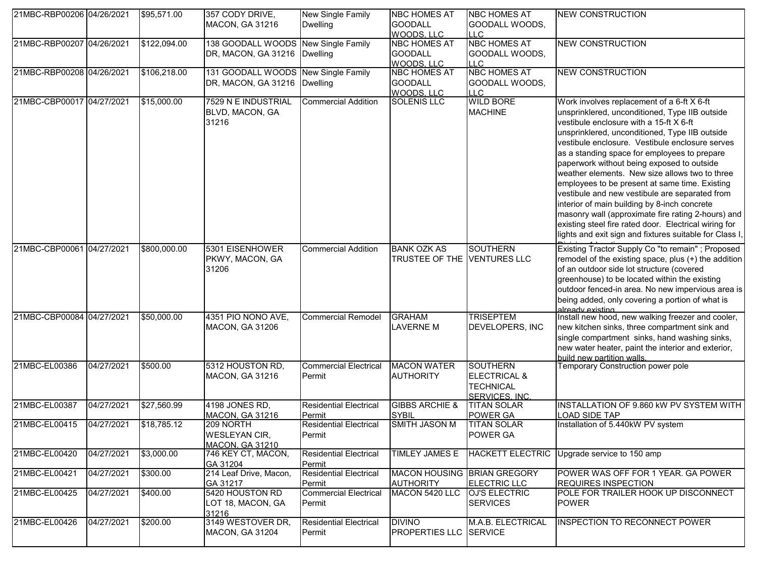| 21MBC-RBP00206 | 04/26/2021 | $95,571.00 | 357 CODY DRIVE, MACON, GA 31216 | New Single Family Dwelling | NBC HOMES AT GOODALL WOODS, LLC | NBC HOMES AT GOODALL WOODS, LLC | NEW CONSTRUCTION |
|---|---|---|---|---|---|---|---|
| 21MBC-RBP00207 | 04/26/2021 | $122,094.00 | 138 GOODALL WOODS DR, MACON, GA 31216 | New Single Family Dwelling | NBC HOMES AT GOODALL WOODS, LLC | NBC HOMES AT GOODALL WOODS, LLC | NEW CONSTRUCTION |
| 21MBC-RBP00208 | 04/26/2021 | $106,218.00 | 131 GOODALL WOODS DR, MACON, GA 31216 | New Single Family Dwelling | NBC HOMES AT GOODALL WOODS, LLC | NBC HOMES AT GOODALL WOODS, LLC | NEW CONSTRUCTION |
| 21MBC-CBP00017 | 04/27/2021 | $15,000.00 | 7529 N E INDUSTRIAL BLVD, MACON, GA 31216 | Commercial Addition | SOLENIS LLC | WILD BORE MACHINE | Work involves replacement of a 6-ft X 6-ft unsprinklered, unconditioned, Type IIB outside vestibule enclosure with a 15-ft X 6-ft unsprinklered, unconditioned, Type IIB outside vestibule enclosure. Vestibule enclosure serves as a standing space for employees to prepare paperwork without being exposed to outside weather elements. New size allows two to three employees to be present at same time. Existing vestibule and new vestibule are separated from interior of main building by 8-inch concrete masonry wall (approximate fire rating 2-hours) and existing steel fire rated door. Electrical wiring for lights and exit sign and fixtures suitable for Class I, |
| 21MBC-CBP00061 | 04/27/2021 | $800,000.00 | 5301 EISENHOWER PKWY, MACON, GA 31206 | Commercial Addition | BANK OZK AS TRUSTEE OF THE | SOUTHERN VENTURES LLC | Existing Tractor Supply Co "to remain" ; Proposed remodel of the existing space, plus (+) the addition of an outdoor side lot structure (covered greenhouse) to be located within the existing outdoor fenced-in area. No new impervious area is being added, only covering a portion of what is already existing. |
| 21MBC-CBP00084 | 04/27/2021 | $50,000.00 | 4351 PIO NONO AVE, MACON, GA 31206 | Commercial Remodel | GRAHAM LAVERNE M | TRISEPTEM DEVELOPERS, INC | Install new hood, new walking freezer and cooler, new kitchen sinks, three compartment sink and single compartment sinks, hand washing sinks, new water heater, paint the interior and exterior, build new partition walls. |
| 21MBC-EL00386 | 04/27/2021 | $500.00 | 5312 HOUSTON RD, MACON, GA 31216 | Commercial Electrical Permit | MACON WATER AUTHORITY | SOUTHERN ELECTRICAL & TECHNICAL SERVICES, INC. | Temporary Construction power pole |
| 21MBC-EL00387 | 04/27/2021 | $27,560.99 | 4198 JONES RD, MACON, GA 31216 | Residential Electrical Permit | GIBBS ARCHIE & SYBIL | TITAN SOLAR POWER GA | INSTALLATION OF 9.860 kW PV SYSTEM WITH LOAD SIDE TAP |
| 21MBC-EL00415 | 04/27/2021 | $18,785.12 | 209 NORTH WESLEYAN CIR, MACON, GA 31210 | Residential Electrical Permit | SMITH JASON M | TITAN SOLAR POWER GA | Installation of 5.440kW PV system |
| 21MBC-EL00420 | 04/27/2021 | $3,000.00 | 746 KEY CT, MACON, GA 31204 | Residential Electrical Permit | TIMLEY JAMES E | HACKETT ELECTRIC | Upgrade service to 150 amp |
| 21MBC-EL00421 | 04/27/2021 | $300.00 | 214 Leaf Drive, Macon, GA 31217 | Residential Electrical Permit | MACON HOUSING AUTHORITY | BRIAN GREGORY ELECTRIC LLC | POWER WAS OFF FOR 1 YEAR. GA POWER REQUIRES INSPECTION |
| 21MBC-EL00425 | 04/27/2021 | $400.00 | 5420 HOUSTON RD LOT 18, MACON, GA 31216 | Commercial Electrical Permit | MACON 5420 LLC | OJ'S ELECTRIC SERVICES | POLE FOR TRAILER HOOK UP DISCONNECT POWER |
| 21MBC-EL00426 | 04/27/2021 | $200.00 | 3149 WESTOVER DR, MACON, GA 31204 | Residential Electrical Permit | DIVINO PROPERTIES LLC | M.A.B. ELECTRICAL SERVICE | INSPECTION TO RECONNECT POWER |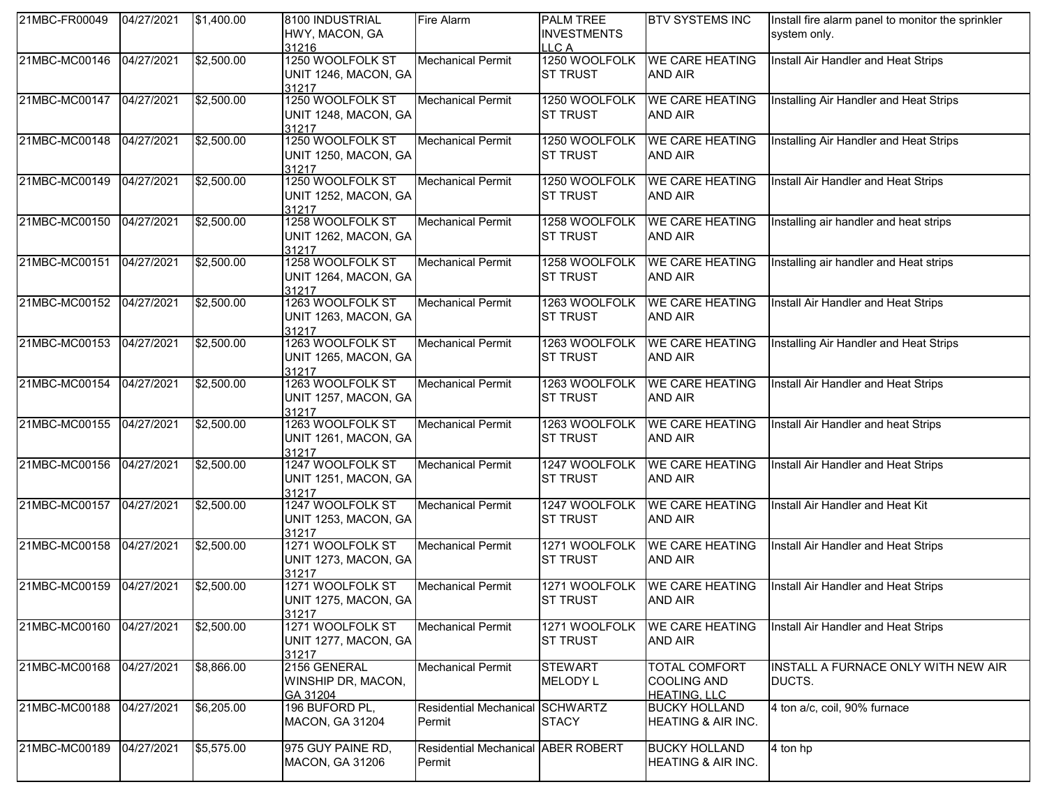| | | | | | | | |
|---|---|---|---|---|---|---|---|
| 21MBC-FR00049 | 04/27/2021 | $1,400.00 | 8100 INDUSTRIAL HWY, MACON, GA 31216 | Fire Alarm | PALM TREE INVESTMENTS LLC A | BTV SYSTEMS INC | Install fire alarm panel to monitor the sprinkler system only. |
| 21MBC-MC00146 | 04/27/2021 | $2,500.00 | 1250 WOOLFOLK ST UNIT 1246, MACON, GA 31217 | Mechanical Permit | 1250 WOOLFOLK ST TRUST | WE CARE HEATING AND AIR | Install Air Handler and Heat Strips |
| 21MBC-MC00147 | 04/27/2021 | $2,500.00 | 1250 WOOLFOLK ST UNIT 1248, MACON, GA 31217 | Mechanical Permit | 1250 WOOLFOLK ST TRUST | WE CARE HEATING AND AIR | Installing Air Handler and Heat Strips |
| 21MBC-MC00148 | 04/27/2021 | $2,500.00 | 1250 WOOLFOLK ST UNIT 1250, MACON, GA 31217 | Mechanical Permit | 1250 WOOLFOLK ST TRUST | WE CARE HEATING AND AIR | Installing Air Handler and Heat Strips |
| 21MBC-MC00149 | 04/27/2021 | $2,500.00 | 1250 WOOLFOLK ST UNIT 1252, MACON, GA 31217 | Mechanical Permit | 1250 WOOLFOLK ST TRUST | WE CARE HEATING AND AIR | Install Air Handler and Heat Strips |
| 21MBC-MC00150 | 04/27/2021 | $2,500.00 | 1258 WOOLFOLK ST UNIT 1262, MACON, GA 31217 | Mechanical Permit | 1258 WOOLFOLK ST TRUST | WE CARE HEATING AND AIR | Installing air handler and heat strips |
| 21MBC-MC00151 | 04/27/2021 | $2,500.00 | 1258 WOOLFOLK ST UNIT 1264, MACON, GA 31217 | Mechanical Permit | 1258 WOOLFOLK ST TRUST | WE CARE HEATING AND AIR | Installing air handler and Heat strips |
| 21MBC-MC00152 | 04/27/2021 | $2,500.00 | 1263 WOOLFOLK ST UNIT 1263, MACON, GA 31217 | Mechanical Permit | 1263 WOOLFOLK ST TRUST | WE CARE HEATING AND AIR | Install Air Handler and Heat Strips |
| 21MBC-MC00153 | 04/27/2021 | $2,500.00 | 1263 WOOLFOLK ST UNIT 1265, MACON, GA 31217 | Mechanical Permit | 1263 WOOLFOLK ST TRUST | WE CARE HEATING AND AIR | Installing Air Handler and Heat Strips |
| 21MBC-MC00154 | 04/27/2021 | $2,500.00 | 1263 WOOLFOLK ST UNIT 1257, MACON, GA 31217 | Mechanical Permit | 1263 WOOLFOLK ST TRUST | WE CARE HEATING AND AIR | Install Air Handler and Heat Strips |
| 21MBC-MC00155 | 04/27/2021 | $2,500.00 | 1263 WOOLFOLK ST UNIT 1261, MACON, GA 31217 | Mechanical Permit | 1263 WOOLFOLK ST TRUST | WE CARE HEATING AND AIR | Install Air Handler and heat Strips |
| 21MBC-MC00156 | 04/27/2021 | $2,500.00 | 1247 WOOLFOLK ST UNIT 1251, MACON, GA 31217 | Mechanical Permit | 1247 WOOLFOLK ST TRUST | WE CARE HEATING AND AIR | Install Air Handler and Heat Strips |
| 21MBC-MC00157 | 04/27/2021 | $2,500.00 | 1247 WOOLFOLK ST UNIT 1253, MACON, GA 31217 | Mechanical Permit | 1247 WOOLFOLK ST TRUST | WE CARE HEATING AND AIR | Install Air Handler and Heat Kit |
| 21MBC-MC00158 | 04/27/2021 | $2,500.00 | 1271 WOOLFOLK ST UNIT 1273, MACON, GA 31217 | Mechanical Permit | 1271 WOOLFOLK ST TRUST | WE CARE HEATING AND AIR | Install Air Handler and Heat Strips |
| 21MBC-MC00159 | 04/27/2021 | $2,500.00 | 1271 WOOLFOLK ST UNIT 1275, MACON, GA 31217 | Mechanical Permit | 1271 WOOLFOLK ST TRUST | WE CARE HEATING AND AIR | Install Air Handler and Heat Strips |
| 21MBC-MC00160 | 04/27/2021 | $2,500.00 | 1271 WOOLFOLK ST UNIT 1277, MACON, GA 31217 | Mechanical Permit | 1271 WOOLFOLK ST TRUST | WE CARE HEATING AND AIR | Install Air Handler and Heat Strips |
| 21MBC-MC00168 | 04/27/2021 | $8,866.00 | 2156 GENERAL WINSHIP DR, MACON, GA 31204 | Mechanical Permit | STEWART MELODY L | TOTAL COMFORT COOLING AND HEATING, LLC | INSTALL A FURNACE ONLY WITH NEW AIR DUCTS. |
| 21MBC-MC00188 | 04/27/2021 | $6,205.00 | 196 BUFORD PL, MACON, GA 31204 | Residential Mechanical Permit | SCHWARTZ STACY | BUCKY HOLLAND HEATING & AIR INC. | 4 ton a/c, coil, 90% furnace |
| 21MBC-MC00189 | 04/27/2021 | $5,575.00 | 975 GUY PAINE RD, MACON, GA 31206 | Residential Mechanical Permit | ABER ROBERT | BUCKY HOLLAND HEATING & AIR INC. | 4 ton hp |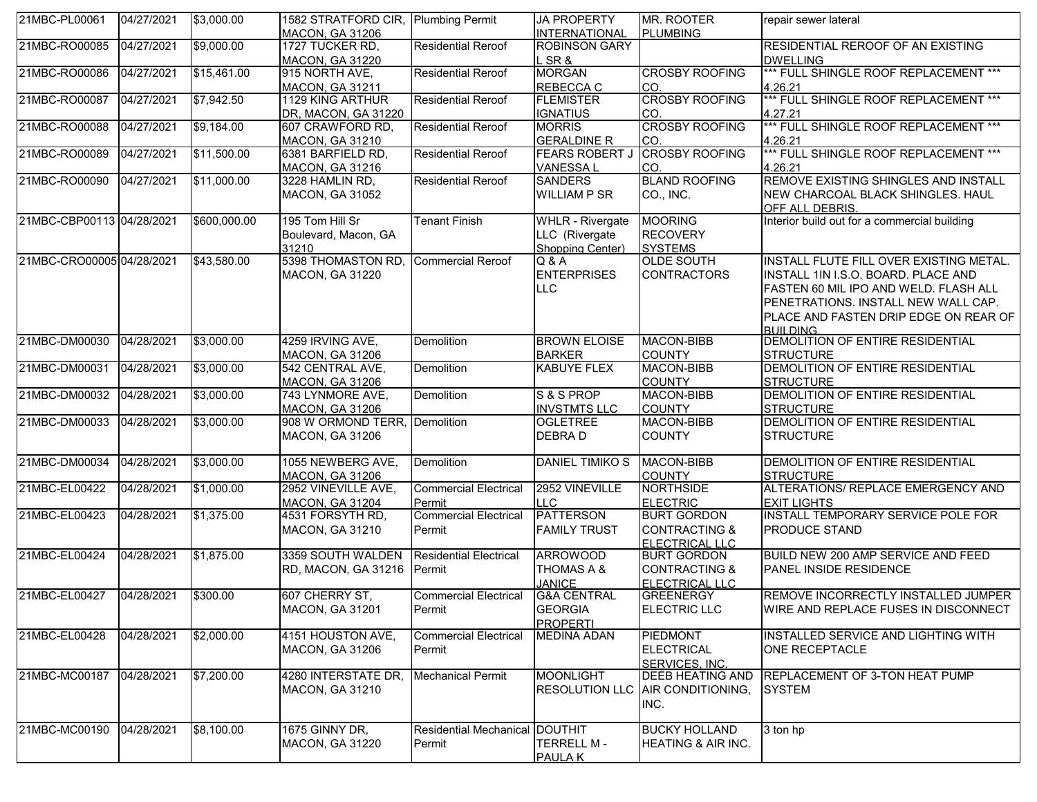| 21MBC-PL00061 | 04/27/2021 | $3,000.00 | 1582 STRATFORD CIR, MACON, GA 31206 | Plumbing Permit | JA PROPERTY INTERNATIONAL | MR. ROOTER PLUMBING | repair sewer lateral |
|---|---|---|---|---|---|---|---|
| 21MBC-RO00085 | 04/27/2021 | $9,000.00 | 1727 TUCKER RD, MACON, GA 31220 | Residential Reroof | ROBINSON GARY L SR & | | RESIDENTIAL REROOF OF AN EXISTING DWELLING |
| 21MBC-RO00086 | 04/27/2021 | $15,461.00 | 915 NORTH AVE, MACON, GA 31211 | Residential Reroof | MORGAN REBECCA C | CROSBY ROOFING CO. | *** FULL SHINGLE ROOF REPLACEMENT *** 4.26.21 |
| 21MBC-RO00087 | 04/27/2021 | $7,942.50 | 1129 KING ARTHUR DR, MACON, GA 31220 | Residential Reroof | FLEMISTER IGNATIUS | CROSBY ROOFING CO. | *** FULL SHINGLE ROOF REPLACEMENT *** 4.27.21 |
| 21MBC-RO00088 | 04/27/2021 | $9,184.00 | 607 CRAWFORD RD, MACON, GA 31210 | Residential Reroof | MORRIS GERALDINE R | CROSBY ROOFING CO. | *** FULL SHINGLE ROOF REPLACEMENT *** 4.26.21 |
| 21MBC-RO00089 | 04/27/2021 | $11,500.00 | 6381 BARFIELD RD, MACON, GA 31216 | Residential Reroof | FEARS ROBERT J VANESSA L | CROSBY ROOFING CO. | *** FULL SHINGLE ROOF REPLACEMENT *** 4.26.21 |
| 21MBC-RO00090 | 04/27/2021 | $11,000.00 | 3228 HAMLIN RD, MACON, GA 31052 | Residential Reroof | SANDERS WILLIAM P SR | BLAND ROOFING CO., INC. | REMOVE EXISTING SHINGLES AND INSTALL NEW CHARCOAL BLACK SHINGLES. HAUL OFF ALL DEBRIS. |
| 21MBC-CBP00113 | 04/28/2021 | $600,000.00 | 195 Tom Hill Sr Boulevard, Macon, GA 31210 | Tenant Finish | WHLR - Rivergate LLC (Rivergate Shopping Center) | MOORING RECOVERY SYSTEMS | Interior build out for a commercial building |
| 21MBC-CRO00005 | 04/28/2021 | $43,580.00 | 5398 THOMASTON RD, MACON, GA 31220 | Commercial Reroof | Q & A ENTERPRISES LLC | OLDE SOUTH CONTRACTORS | INSTALL FLUTE FILL OVER EXISTING METAL. INSTALL 1IN I.S.O. BOARD. PLACE AND FASTEN 60 MIL IPO AND WELD. FLASH ALL PENETRATIONS. INSTALL NEW WALL CAP. PLACE AND FASTEN DRIP EDGE ON REAR OF BUILDING. |
| 21MBC-DM00030 | 04/28/2021 | $3,000.00 | 4259 IRVING AVE, MACON, GA 31206 | Demolition | BROWN ELOISE BARKER | MACON-BIBB COUNTY | DEMOLITION OF ENTIRE RESIDENTIAL STRUCTURE |
| 21MBC-DM00031 | 04/28/2021 | $3,000.00 | 542 CENTRAL AVE, MACON, GA 31206 | Demolition | KABUYE FLEX | MACON-BIBB COUNTY | DEMOLITION OF ENTIRE RESIDENTIAL STRUCTURE |
| 21MBC-DM00032 | 04/28/2021 | $3,000.00 | 743 LYNMORE AVE, MACON, GA 31206 | Demolition | S & S PROP INVSTMTS LLC | MACON-BIBB COUNTY | DEMOLITION OF ENTIRE RESIDENTIAL STRUCTURE |
| 21MBC-DM00033 | 04/28/2021 | $3,000.00 | 908 W ORMOND TERR, MACON, GA 31206 | Demolition | OGLETREE DEBRA D | MACON-BIBB COUNTY | DEMOLITION OF ENTIRE RESIDENTIAL STRUCTURE |
| 21MBC-DM00034 | 04/28/2021 | $3,000.00 | 1055 NEWBERG AVE, MACON, GA 31206 | Demolition | DANIEL TIMIKO S | MACON-BIBB COUNTY | DEMOLITION OF ENTIRE RESIDENTIAL STRUCTURE |
| 21MBC-EL00422 | 04/28/2021 | $1,000.00 | 2952 VINEVILLE AVE, MACON, GA 31204 | Commercial Electrical Permit | 2952 VINEVILLE LLC | NORTHSIDE ELECTRIC | ALTERATIONS/ REPLACE EMERGENCY AND EXIT LIGHTS |
| 21MBC-EL00423 | 04/28/2021 | $1,375.00 | 4531 FORSYTH RD, MACON, GA 31210 | Commercial Electrical Permit | PATTERSON FAMILY TRUST | BURT GORDON CONTRACTING & ELECTRICAL LLC | INSTALL TEMPORARY SERVICE POLE FOR PRODUCE STAND |
| 21MBC-EL00424 | 04/28/2021 | $1,875.00 | 3359 SOUTH WALDEN RD, MACON, GA 31216 | Residential Electrical Permit | ARROWOOD THOMAS A & JANICE | BURT GORDON CONTRACTING & ELECTRICAL LLC | BUILD NEW 200 AMP SERVICE AND FEED PANEL INSIDE RESIDENCE |
| 21MBC-EL00427 | 04/28/2021 | $300.00 | 607 CHERRY ST, MACON, GA 31201 | Commercial Electrical Permit | G&A CENTRAL GEORGIA PROPERTI | GREENERGY ELECTRIC LLC | REMOVE INCORRECTLY INSTALLED JUMPER WIRE AND REPLACE FUSES IN DISCONNECT |
| 21MBC-EL00428 | 04/28/2021 | $2,000.00 | 4151 HOUSTON AVE, MACON, GA 31206 | Commercial Electrical Permit | MEDINA ADAN | PIEDMONT ELECTRICAL SERVICES, INC. | INSTALLED SERVICE AND LIGHTING WITH ONE RECEPTACLE |
| 21MBC-MC00187 | 04/28/2021 | $7,200.00 | 4280 INTERSTATE DR, MACON, GA 31210 | Mechanical Permit | MOONLIGHT RESOLUTION LLC | DEEB HEATING AND AIR CONDITIONING, INC. | REPLACEMENT OF 3-TON HEAT PUMP SYSTEM |
| 21MBC-MC00190 | 04/28/2021 | $8,100.00 | 1675 GINNY DR, MACON, GA 31220 | Residential Mechanical Permit | DOUTHIT TERRELL M - PAULA K | BUCKY HOLLAND HEATING & AIR INC. | 3 ton hp |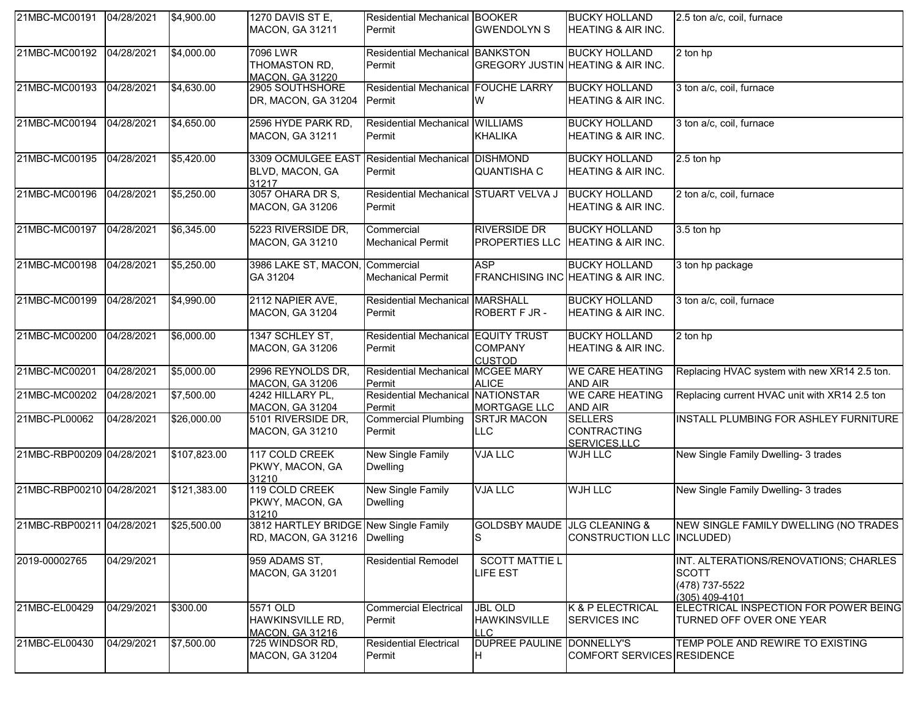| 21MBC-MC00191 | 04/28/2021 | $4,900.00 | 1270 DAVIS ST E, MACON, GA 31211 | Residential Mechanical Permit | BOOKER GWENDOLYN S | BUCKY HOLLAND HEATING & AIR INC. | 2.5 ton a/c, coil, furnace |
|---|---|---|---|---|---|---|---|
| 21MBC-MC00192 | 04/28/2021 | $4,000.00 | 7096 LWR THOMASTON RD, MACON, GA 31220 | Residential Mechanical Permit | BANKSTON GREGORY JUSTIN | BUCKY HOLLAND HEATING & AIR INC. | 2 ton hp |
| 21MBC-MC00193 | 04/28/2021 | $4,630.00 | 2905 SOUTHSHORE DR, MACON, GA 31204 | Residential Mechanical Permit | FOUCHE LARRY W | BUCKY HOLLAND HEATING & AIR INC. | 3 ton a/c, coil, furnace |
| 21MBC-MC00194 | 04/28/2021 | $4,650.00 | 2596 HYDE PARK RD, MACON, GA 31211 | Residential Mechanical Permit | WILLIAMS KHALIKA | BUCKY HOLLAND HEATING & AIR INC. | 3 ton a/c, coil, furnace |
| 21MBC-MC00195 | 04/28/2021 | $5,420.00 | 3309 OCMULGEE EAST BLVD, MACON, GA 31217 | Residential Mechanical Permit | DISHMOND QUANTISHA C | BUCKY HOLLAND HEATING & AIR INC. | 2.5 ton hp |
| 21MBC-MC00196 | 04/28/2021 | $5,250.00 | 3057 OHARA DR S, MACON, GA 31206 | Residential Mechanical Permit | STUART VELVA J | BUCKY HOLLAND HEATING & AIR INC. | 2 ton a/c, coil, furnace |
| 21MBC-MC00197 | 04/28/2021 | $6,345.00 | 5223 RIVERSIDE DR, MACON, GA 31210 | Commercial Mechanical Permit | RIVERSIDE DR PROPERTIES LLC | BUCKY HOLLAND HEATING & AIR INC. | 3.5 ton hp |
| 21MBC-MC00198 | 04/28/2021 | $5,250.00 | 3986 LAKE ST, MACON, GA 31204 | Commercial Mechanical Permit | ASP FRANCHISING INC | BUCKY HOLLAND HEATING & AIR INC. | 3 ton hp package |
| 21MBC-MC00199 | 04/28/2021 | $4,990.00 | 2112 NAPIER AVE, MACON, GA 31204 | Residential Mechanical Permit | MARSHALL ROBERT F JR - | BUCKY HOLLAND HEATING & AIR INC. | 3 ton a/c, coil, furnace |
| 21MBC-MC00200 | 04/28/2021 | $6,000.00 | 1347 SCHLEY ST, MACON, GA 31206 | Residential Mechanical Permit | EQUITY TRUST COMPANY CUSTOD | BUCKY HOLLAND HEATING & AIR INC. | 2 ton hp |
| 21MBC-MC00201 | 04/28/2021 | $5,000.00 | 2996 REYNOLDS DR, MACON, GA 31206 | Residential Mechanical Permit | MCGEE MARY ALICE | WE CARE HEATING AND AIR | Replacing HVAC system with new XR14 2.5 ton. |
| 21MBC-MC00202 | 04/28/2021 | $7,500.00 | 4242 HILLARY PL, MACON, GA 31204 | Residential Mechanical Permit | NATIONSTAR MORTGAGE LLC | WE CARE HEATING AND AIR | Replacing current HVAC unit with XR14 2.5 ton |
| 21MBC-PL00062 | 04/28/2021 | $26,000.00 | 5101 RIVERSIDE DR, MACON, GA 31210 | Commercial Plumbing Permit | SRTJR MACON LLC | SELLERS CONTRACTING SERVICES,LLC | INSTALL PLUMBING FOR ASHLEY FURNITURE |
| 21MBC-RBP00209 | 04/28/2021 | $107,823.00 | 117 COLD CREEK PKWY, MACON, GA 31210 | New Single Family Dwelling | VJA LLC | WJH LLC | New Single Family Dwelling- 3 trades |
| 21MBC-RBP00210 | 04/28/2021 | $121,383.00 | 119 COLD CREEK PKWY, MACON, GA 31210 | New Single Family Dwelling | VJA LLC | WJH LLC | New Single Family Dwelling- 3 trades |
| 21MBC-RBP00211 | 04/28/2021 | $25,500.00 | 3812 HARTLEY BRIDGE RD, MACON, GA 31216 | New Single Family Dwelling | GOLDSBY MAUDE S | JLG CLEANING & CONSTRUCTION LLC | NEW SINGLE FAMILY DWELLING (NO TRADES INCLUDED) |
| 2019-00002765 | 04/29/2021 | | 959 ADAMS ST, MACON, GA 31201 | Residential Remodel | SCOTT MATTIE L LIFE EST | | INT. ALTERATIONS/RENOVATIONS; CHARLES SCOTT (478) 737-5522 (305) 409-4101 |
| 21MBC-EL00429 | 04/29/2021 | $300.00 | 5571 OLD HAWKINSVILLE RD, MACON, GA 31216 | Commercial Electrical Permit | JBL OLD HAWKINSVILLE LLC | K & P ELECTRICAL SERVICES INC | ELECTRICAL INSPECTION FOR POWER BEING TURNED OFF OVER ONE YEAR |
| 21MBC-EL00430 | 04/29/2021 | $7,500.00 | 725 WINDSOR RD, MACON, GA 31204 | Residential Electrical Permit | DUPREE PAULINE H | DONNELLY'S COMFORT SERVICES | TEMP POLE AND REWIRE TO EXISTING RESIDENCE |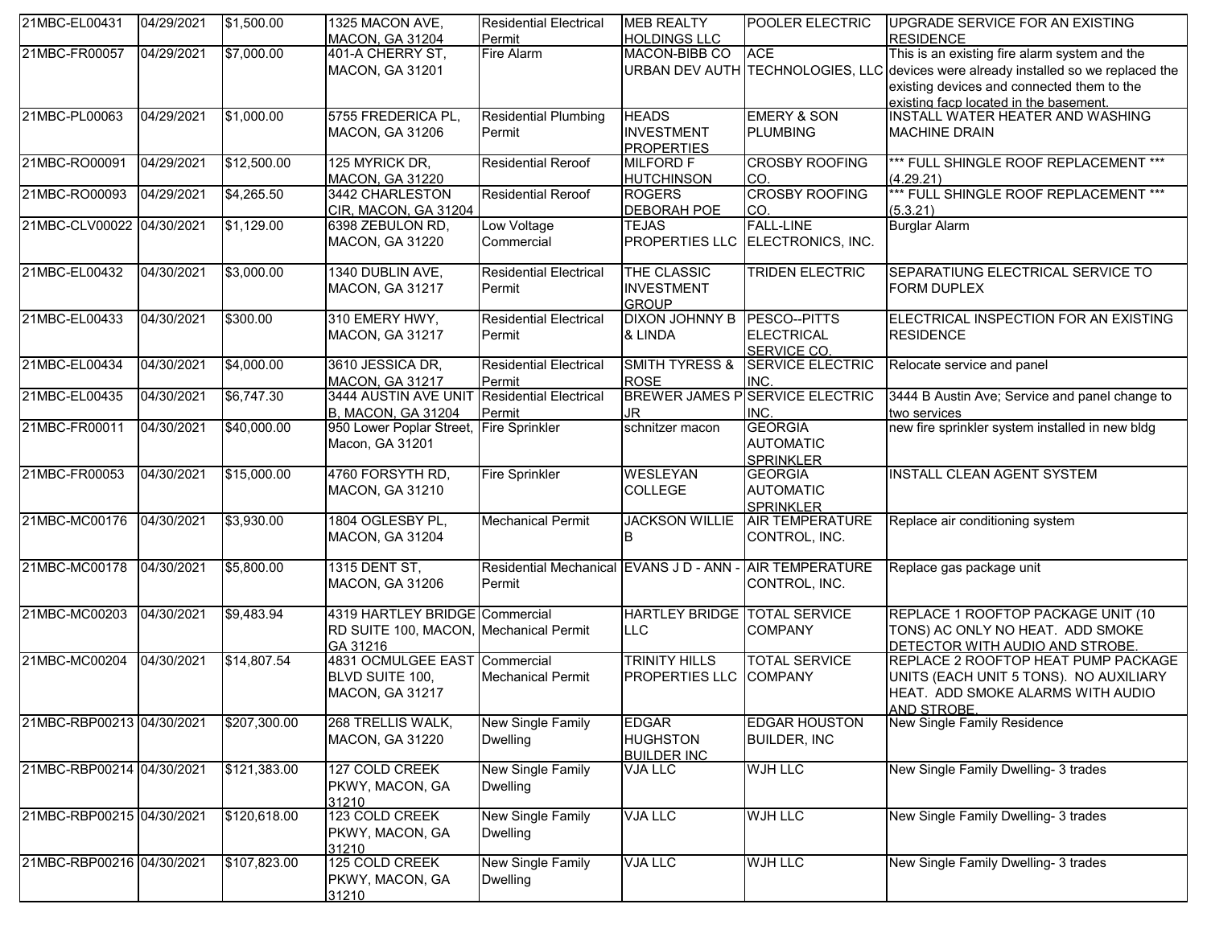| | | | | | | | |
|---|---|---|---|---|---|---|---|
| 21MBC-EL00431 | 04/29/2021 | $1,500.00 | 1325 MACON AVE, MACON, GA 31204 | Residential Electrical Permit | MEB REALTY HOLDINGS LLC | POOLER ELECTRIC | UPGRADE SERVICE FOR AN EXISTING RESIDENCE |
| 21MBC-FR00057 | 04/29/2021 | $7,000.00 | 401-A CHERRY ST, MACON, GA 31201 | Fire Alarm | MACON-BIBB CO URBAN DEV AUTH | ACE TECHNOLOGIES, LLC | This is an existing fire alarm system and the devices were already installed so we replaced the existing devices and connected them to the existing facp located in the basement. |
| 21MBC-PL00063 | 04/29/2021 | $1,000.00 | 5755 FREDERICA PL, MACON, GA 31206 | Residential Plumbing Permit | HEADS INVESTMENT PROPERTIES | EMERY & SON PLUMBING | INSTALL WATER HEATER AND WASHING MACHINE DRAIN |
| 21MBC-RO00091 | 04/29/2021 | $12,500.00 | 125 MYRICK DR, MACON, GA 31220 | Residential Reroof | MILFORD F HUTCHINSON | CROSBY ROOFING CO. | *** FULL SHINGLE ROOF REPLACEMENT *** (4.29.21) |
| 21MBC-RO00093 | 04/29/2021 | $4,265.50 | 3442 CHARLESTON CIR, MACON, GA 31204 | Residential Reroof | ROGERS DEBORAH POE | CROSBY ROOFING CO. | *** FULL SHINGLE ROOF REPLACEMENT *** (5.3.21) |
| 21MBC-CLV00022 | 04/30/2021 | $1,129.00 | 6398 ZEBULON RD, MACON, GA 31220 | Low Voltage Commercial | TEJAS PROPERTIES LLC | FALL-LINE ELECTRONICS, INC. | Burglar Alarm |
| 21MBC-EL00432 | 04/30/2021 | $3,000.00 | 1340 DUBLIN AVE, MACON, GA 31217 | Residential Electrical Permit | THE CLASSIC INVESTMENT GROUP | TRIDEN ELECTRIC | SEPARATIUNG ELECTRICAL SERVICE TO FORM DUPLEX |
| 21MBC-EL00433 | 04/30/2021 | $300.00 | 310 EMERY HWY, MACON, GA 31217 | Residential Electrical Permit | DIXON JOHNNY B & LINDA | PESCO--PITTS ELECTRICAL SERVICE CO. | ELECTRICAL INSPECTION FOR AN EXISTING RESIDENCE |
| 21MBC-EL00434 | 04/30/2021 | $4,000.00 | 3610 JESSICA DR, MACON, GA 31217 | Residential Electrical Permit | SMITH TYRESS & ROSE | SERVICE ELECTRIC INC. | Relocate service and panel |
| 21MBC-EL00435 | 04/30/2021 | $6,747.30 | 3444 AUSTIN AVE UNIT B, MACON, GA 31204 | Residential Electrical Permit | BREWER JAMES P JR | SERVICE ELECTRIC INC. | 3444 B Austin Ave; Service and panel change to two services |
| 21MBC-FR00011 | 04/30/2021 | $40,000.00 | 950 Lower Poplar Street, Macon, GA 31201 | Fire Sprinkler | schnitzer macon | GEORGIA AUTOMATIC SPRINKLER | new fire sprinkler system installed in new bldg |
| 21MBC-FR00053 | 04/30/2021 | $15,000.00 | 4760 FORSYTH RD, MACON, GA 31210 | Fire Sprinkler | WESLEYAN COLLEGE | GEORGIA AUTOMATIC SPRINKLER | INSTALL CLEAN AGENT SYSTEM |
| 21MBC-MC00176 | 04/30/2021 | $3,930.00 | 1804 OGLESBY PL, MACON, GA 31204 | Mechanical Permit | JACKSON WILLIE B | AIR TEMPERATURE CONTROL, INC. | Replace air conditioning system |
| 21MBC-MC00178 | 04/30/2021 | $5,800.00 | 1315 DENT ST, MACON, GA 31206 | Residential Mechanical Permit | EVANS J D - ANN - | AIR TEMPERATURE CONTROL, INC. | Replace gas package unit |
| 21MBC-MC00203 | 04/30/2021 | $9,483.94 | 4319 HARTLEY BRIDGE RD SUITE 100, MACON, GA 31216 | Commercial Mechanical Permit | HARTLEY BRIDGE LLC | TOTAL SERVICE COMPANY | REPLACE 1 ROOFTOP PACKAGE UNIT (10 TONS) AC ONLY NO HEAT. ADD SMOKE DETECTOR WITH AUDIO AND STROBE. |
| 21MBC-MC00204 | 04/30/2021 | $14,807.54 | 4831 OCMULGEE EAST BLVD SUITE 100, MACON, GA 31217 | Commercial Mechanical Permit | TRINITY HILLS PROPERTIES LLC | TOTAL SERVICE COMPANY | REPLACE 2 ROOFTOP HEAT PUMP PACKAGE UNITS (EACH UNIT 5 TONS). NO AUXILIARY HEAT. ADD SMOKE ALARMS WITH AUDIO AND STROBE. |
| 21MBC-RBP00213 | 04/30/2021 | $207,300.00 | 268 TRELLIS WALK, MACON, GA 31220 | New Single Family Dwelling | EDGAR HUGHSTON BUILDER INC | EDGAR HOUSTON BUILDER, INC | New Single Family Residence |
| 21MBC-RBP00214 | 04/30/2021 | $121,383.00 | 127 COLD CREEK PKWY, MACON, GA 31210 | New Single Family Dwelling | VJA LLC | WJH LLC | New Single Family Dwelling- 3 trades |
| 21MBC-RBP00215 | 04/30/2021 | $120,618.00 | 123 COLD CREEK PKWY, MACON, GA 31210 | New Single Family Dwelling | VJA LLC | WJH LLC | New Single Family Dwelling- 3 trades |
| 21MBC-RBP00216 | 04/30/2021 | $107,823.00 | 125 COLD CREEK PKWY, MACON, GA 31210 | New Single Family Dwelling | VJA LLC | WJH LLC | New Single Family Dwelling- 3 trades |